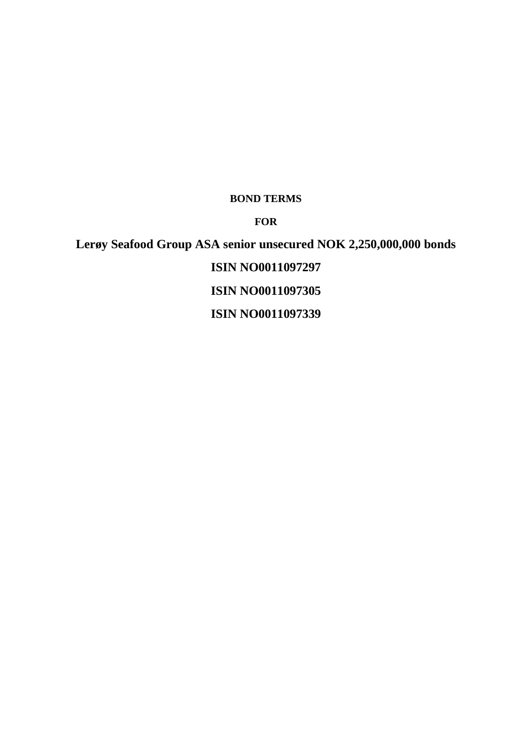**BOND TERMS**

**FOR**

# Lerøy Seafood Group ASA senior unsecured NOK 2,250,000,000 bonds

**ISIN NO0011097297**

**ISIN NO0011097305**

**ISIN NO0011097339**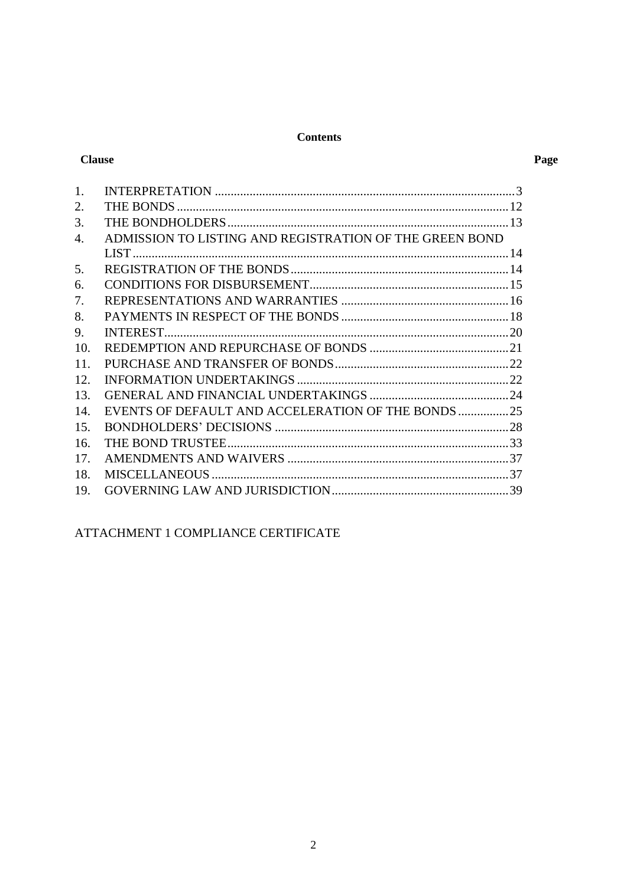**Contents**

| Clause | | Page |
|---|---|---|
| 1. | INTERPRETATION | 3 |
| 2. | THE BONDS | 12 |
| 3. | THE BONDHOLDERS | 13 |
| 4. | ADMISSION TO LISTING AND REGISTRATION OF THE GREEN BOND LIST | 14 |
| 5. | REGISTRATION OF THE BONDS | 14 |
| 6. | CONDITIONS FOR DISBURSEMENT | 15 |
| 7. | REPRESENTATIONS AND WARRANTIES | 16 |
| 8. | PAYMENTS IN RESPECT OF THE BONDS | 18 |
| 9. | INTEREST | 20 |
| 10. | REDEMPTION AND REPURCHASE OF BONDS | 21 |
| 11. | PURCHASE AND TRANSFER OF BONDS | 22 |
| 12. | INFORMATION UNDERTAKINGS | 22 |
| 13. | GENERAL AND FINANCIAL UNDERTAKINGS | 24 |
| 14. | EVENTS OF DEFAULT AND ACCELERATION OF THE BONDS | 25 |
| 15. | BONDHOLDERS' DECISIONS | 28 |
| 16. | THE BOND TRUSTEE | 33 |
| 17. | AMENDMENTS AND WAIVERS | 37 |
| 18. | MISCELLANEOUS | 37 |
| 19. | GOVERNING LAW AND JURISDICTION | 39 |

ATTACHMENT 1 COMPLIANCE CERTIFICATE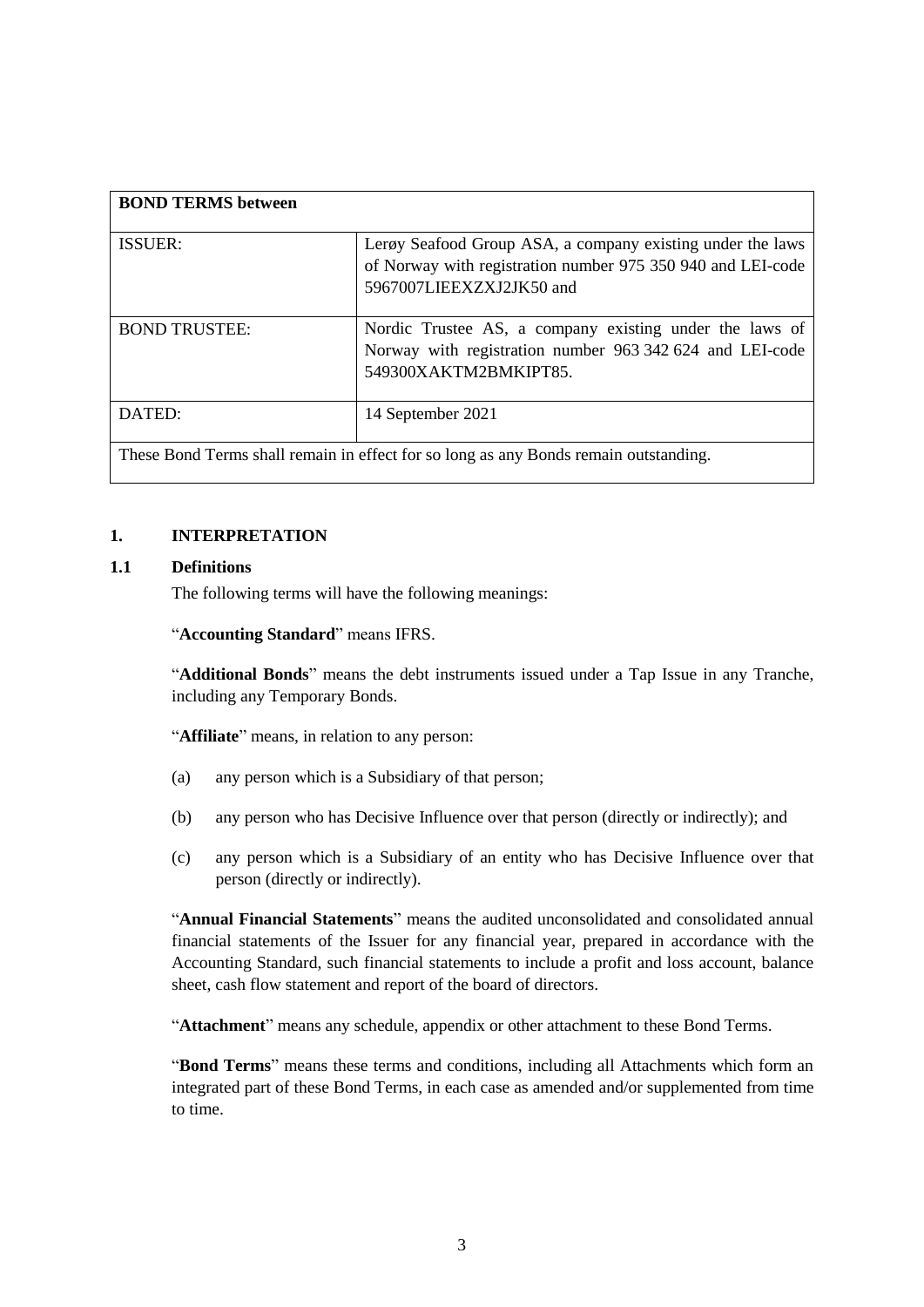| **BOND TERMS between** | |
|---|---|
| ISSUER: | Lerøy Seafood Group ASA, a company existing under the laws of Norway with registration number 975 350 940 and LEI-code 5967007LIEEXZXJ2JK50 and |
| BOND TRUSTEE: | Nordic Trustee AS, a company existing under the laws of Norway with registration number 963 342 624 and LEI-code 549300XAKTM2BMKIPT85. |
| DATED: | 14 September 2021 |
| These Bond Terms shall remain in effect for so long as any Bonds remain outstanding. | |

## 1. INTERPRETATION

### 1.1 Definitions

The following terms will have the following meanings:

"**Accounting Standard**" means IFRS.

"**Additional Bonds**" means the debt instruments issued under a Tap Issue in any Tranche, including any Temporary Bonds.

"**Affiliate**" means, in relation to any person:

(a) any person which is a Subsidiary of that person;

(b) any person who has Decisive Influence over that person (directly or indirectly); and

(c) any person which is a Subsidiary of an entity who has Decisive Influence over that person (directly or indirectly).

"**Annual Financial Statements**" means the audited unconsolidated and consolidated annual financial statements of the Issuer for any financial year, prepared in accordance with the Accounting Standard, such financial statements to include a profit and loss account, balance sheet, cash flow statement and report of the board of directors.

"**Attachment**" means any schedule, appendix or other attachment to these Bond Terms.

"**Bond Terms**" means these terms and conditions, including all Attachments which form an integrated part of these Bond Terms, in each case as amended and/or supplemented from time to time.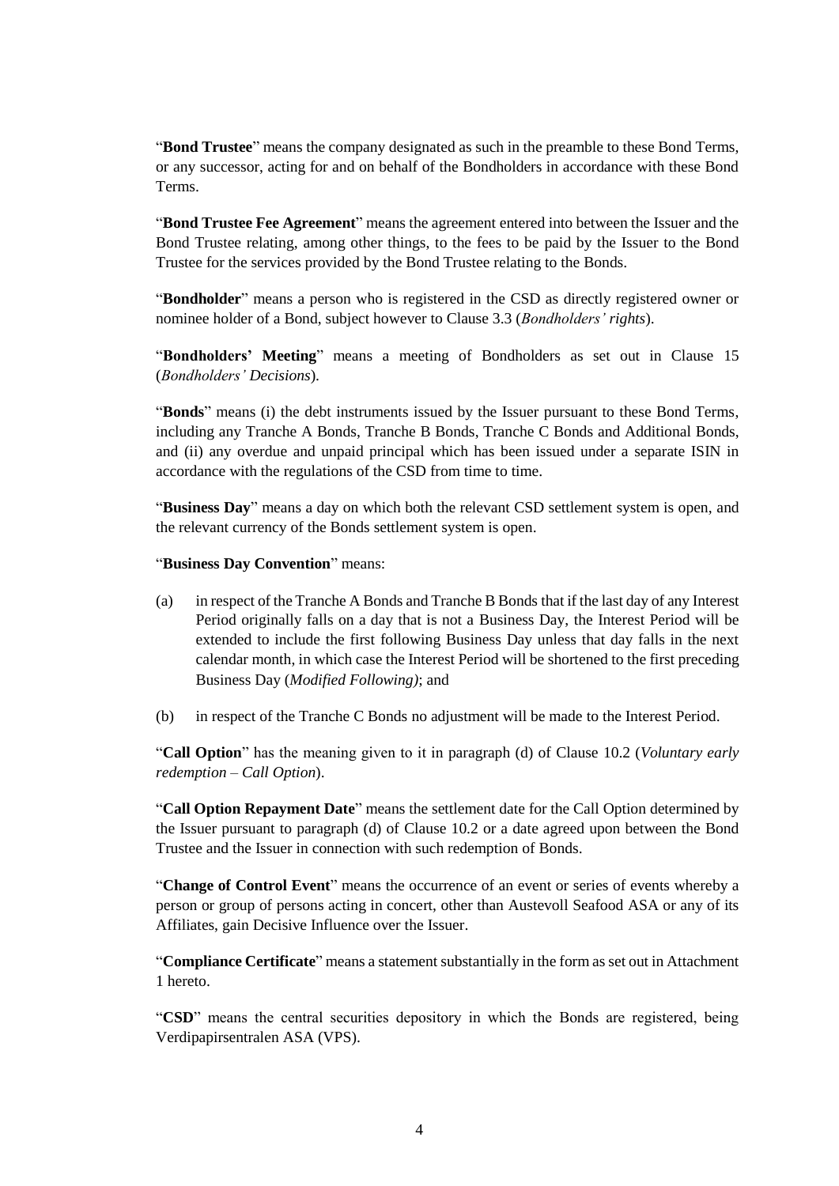"**Bond Trustee**" means the company designated as such in the preamble to these Bond Terms, or any successor, acting for and on behalf of the Bondholders in accordance with these Bond Terms.

"**Bond Trustee Fee Agreement**" means the agreement entered into between the Issuer and the Bond Trustee relating, among other things, to the fees to be paid by the Issuer to the Bond Trustee for the services provided by the Bond Trustee relating to the Bonds.

"**Bondholder**" means a person who is registered in the CSD as directly registered owner or nominee holder of a Bond, subject however to Clause 3.3 (*Bondholders' rights*).

"**Bondholders' Meeting**" means a meeting of Bondholders as set out in Clause 15 (*Bondholders' Decisions*).

"**Bonds**" means (i) the debt instruments issued by the Issuer pursuant to these Bond Terms, including any Tranche A Bonds, Tranche B Bonds, Tranche C Bonds and Additional Bonds, and (ii) any overdue and unpaid principal which has been issued under a separate ISIN in accordance with the regulations of the CSD from time to time.

"**Business Day**" means a day on which both the relevant CSD settlement system is open, and the relevant currency of the Bonds settlement system is open.

"**Business Day Convention**" means:

(a) in respect of the Tranche A Bonds and Tranche B Bonds that if the last day of any Interest Period originally falls on a day that is not a Business Day, the Interest Period will be extended to include the first following Business Day unless that day falls in the next calendar month, in which case the Interest Period will be shortened to the first preceding Business Day (*Modified Following)*; and

(b) in respect of the Tranche C Bonds no adjustment will be made to the Interest Period.

"**Call Option**" has the meaning given to it in paragraph (d) of Clause 10.2 (*Voluntary early redemption – Call Option*).

"**Call Option Repayment Date**" means the settlement date for the Call Option determined by the Issuer pursuant to paragraph (d) of Clause 10.2 or a date agreed upon between the Bond Trustee and the Issuer in connection with such redemption of Bonds.

"**Change of Control Event**" means the occurrence of an event or series of events whereby a person or group of persons acting in concert, other than Austevoll Seafood ASA or any of its Affiliates, gain Decisive Influence over the Issuer.

"**Compliance Certificate**" means a statement substantially in the form as set out in Attachment 1 hereto.

"**CSD**" means the central securities depository in which the Bonds are registered, being Verdipapirsentralen ASA (VPS).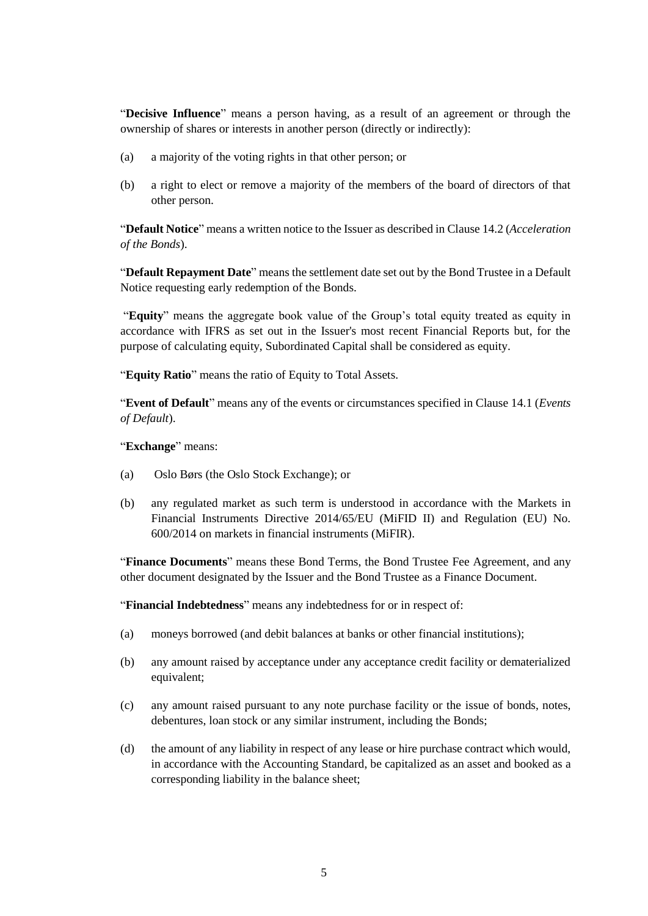"**Decisive Influence**" means a person having, as a result of an agreement or through the ownership of shares or interests in another person (directly or indirectly):

(a) a majority of the voting rights in that other person; or

(b) a right to elect or remove a majority of the members of the board of directors of that other person.

"**Default Notice**" means a written notice to the Issuer as described in Clause 14.2 (*Acceleration of the Bonds*).

"**Default Repayment Date**" means the settlement date set out by the Bond Trustee in a Default Notice requesting early redemption of the Bonds.

"**Equity**" means the aggregate book value of the Group's total equity treated as equity in accordance with IFRS as set out in the Issuer's most recent Financial Reports but, for the purpose of calculating equity, Subordinated Capital shall be considered as equity.

"**Equity Ratio**" means the ratio of Equity to Total Assets.

"**Event of Default**" means any of the events or circumstances specified in Clause 14.1 (*Events of Default*).

"**Exchange**" means:

(a) Oslo Børs (the Oslo Stock Exchange); or

(b) any regulated market as such term is understood in accordance with the Markets in Financial Instruments Directive 2014/65/EU (MiFID II) and Regulation (EU) No. 600/2014 on markets in financial instruments (MiFIR).

"**Finance Documents**" means these Bond Terms, the Bond Trustee Fee Agreement, and any other document designated by the Issuer and the Bond Trustee as a Finance Document.

"**Financial Indebtedness**" means any indebtedness for or in respect of:

(a) moneys borrowed (and debit balances at banks or other financial institutions);

(b) any amount raised by acceptance under any acceptance credit facility or dematerialized equivalent;

(c) any amount raised pursuant to any note purchase facility or the issue of bonds, notes, debentures, loan stock or any similar instrument, including the Bonds;

(d) the amount of any liability in respect of any lease or hire purchase contract which would, in accordance with the Accounting Standard, be capitalized as an asset and booked as a corresponding liability in the balance sheet;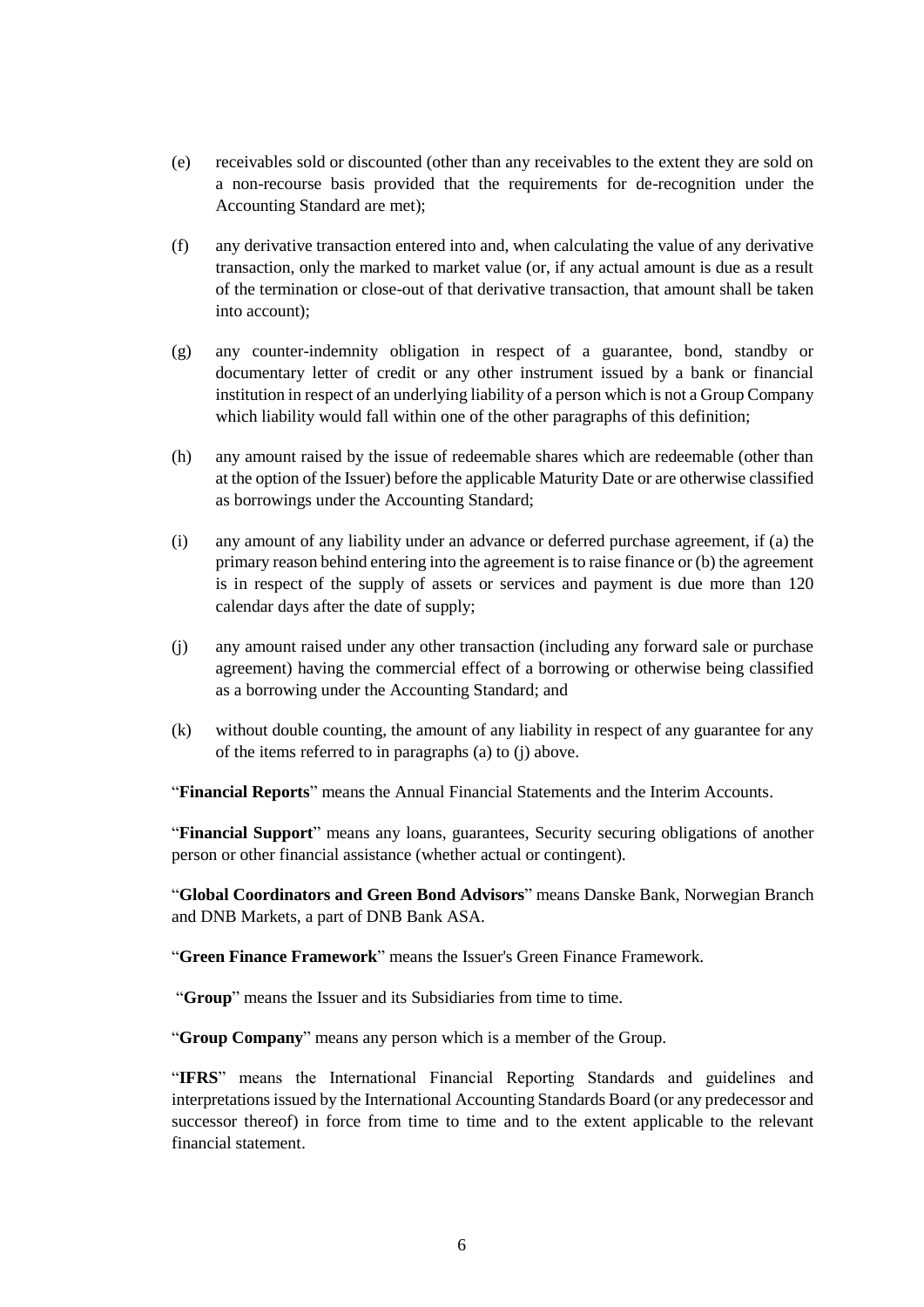(e) receivables sold or discounted (other than any receivables to the extent they are sold on a non-recourse basis provided that the requirements for de-recognition under the Accounting Standard are met);

(f) any derivative transaction entered into and, when calculating the value of any derivative transaction, only the marked to market value (or, if any actual amount is due as a result of the termination or close-out of that derivative transaction, that amount shall be taken into account);

(g) any counter-indemnity obligation in respect of a guarantee, bond, standby or documentary letter of credit or any other instrument issued by a bank or financial institution in respect of an underlying liability of a person which is not a Group Company which liability would fall within one of the other paragraphs of this definition;

(h) any amount raised by the issue of redeemable shares which are redeemable (other than at the option of the Issuer) before the applicable Maturity Date or are otherwise classified as borrowings under the Accounting Standard;

(i) any amount of any liability under an advance or deferred purchase agreement, if (a) the primary reason behind entering into the agreement is to raise finance or (b) the agreement is in respect of the supply of assets or services and payment is due more than 120 calendar days after the date of supply;

(j) any amount raised under any other transaction (including any forward sale or purchase agreement) having the commercial effect of a borrowing or otherwise being classified as a borrowing under the Accounting Standard; and

(k) without double counting, the amount of any liability in respect of any guarantee for any of the items referred to in paragraphs (a) to (j) above.

"**Financial Reports**" means the Annual Financial Statements and the Interim Accounts.

"**Financial Support**" means any loans, guarantees, Security securing obligations of another person or other financial assistance (whether actual or contingent).

"**Global Coordinators and Green Bond Advisors**" means Danske Bank, Norwegian Branch and DNB Markets, a part of DNB Bank ASA.

"**Green Finance Framework**" means the Issuer's Green Finance Framework.

"**Group**" means the Issuer and its Subsidiaries from time to time.

"**Group Company**" means any person which is a member of the Group.

"**IFRS**" means the International Financial Reporting Standards and guidelines and interpretations issued by the International Accounting Standards Board (or any predecessor and successor thereof) in force from time to time and to the extent applicable to the relevant financial statement.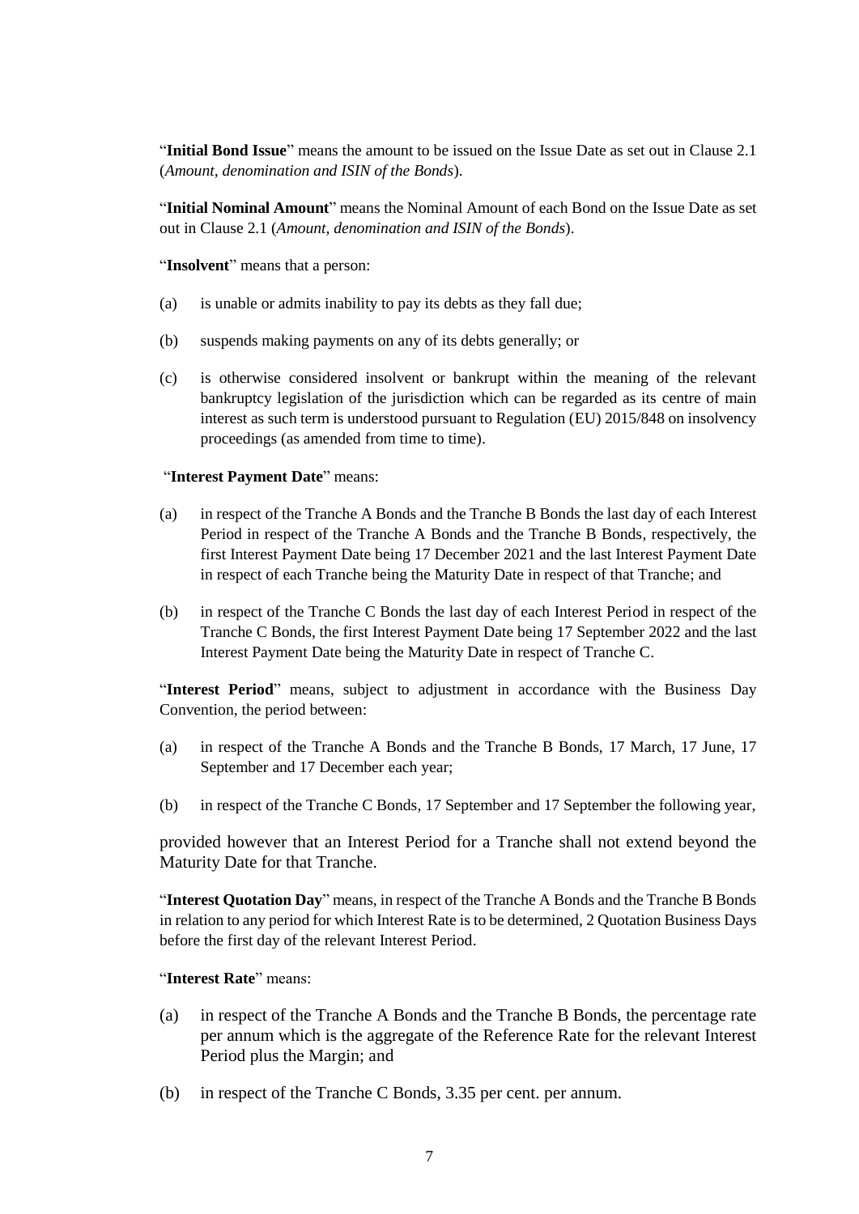"**Initial Bond Issue**" means the amount to be issued on the Issue Date as set out in Clause 2.1 (*Amount, denomination and ISIN of the Bonds*).

"**Initial Nominal Amount**" means the Nominal Amount of each Bond on the Issue Date as set out in Clause 2.1 (*Amount, denomination and ISIN of the Bonds*).

"**Insolvent**" means that a person:

(a) is unable or admits inability to pay its debts as they fall due;

(b) suspends making payments on any of its debts generally; or

(c) is otherwise considered insolvent or bankrupt within the meaning of the relevant bankruptcy legislation of the jurisdiction which can be regarded as its centre of main interest as such term is understood pursuant to Regulation (EU) 2015/848 on insolvency proceedings (as amended from time to time).

"**Interest Payment Date**" means:

(a) in respect of the Tranche A Bonds and the Tranche B Bonds the last day of each Interest Period in respect of the Tranche A Bonds and the Tranche B Bonds, respectively, the first Interest Payment Date being 17 December 2021 and the last Interest Payment Date in respect of each Tranche being the Maturity Date in respect of that Tranche; and

(b) in respect of the Tranche C Bonds the last day of each Interest Period in respect of the Tranche C Bonds, the first Interest Payment Date being 17 September 2022 and the last Interest Payment Date being the Maturity Date in respect of Tranche C.

"**Interest Period**" means, subject to adjustment in accordance with the Business Day Convention, the period between:

(a) in respect of the Tranche A Bonds and the Tranche B Bonds, 17 March, 17 June, 17 September and 17 December each year;

(b) in respect of the Tranche C Bonds, 17 September and 17 September the following year,

provided however that an Interest Period for a Tranche shall not extend beyond the Maturity Date for that Tranche.

"**Interest Quotation Day**" means, in respect of the Tranche A Bonds and the Tranche B Bonds in relation to any period for which Interest Rate is to be determined, 2 Quotation Business Days before the first day of the relevant Interest Period.

"**Interest Rate**" means:

(a) in respect of the Tranche A Bonds and the Tranche B Bonds, the percentage rate per annum which is the aggregate of the Reference Rate for the relevant Interest Period plus the Margin; and

(b) in respect of the Tranche C Bonds, 3.35 per cent. per annum.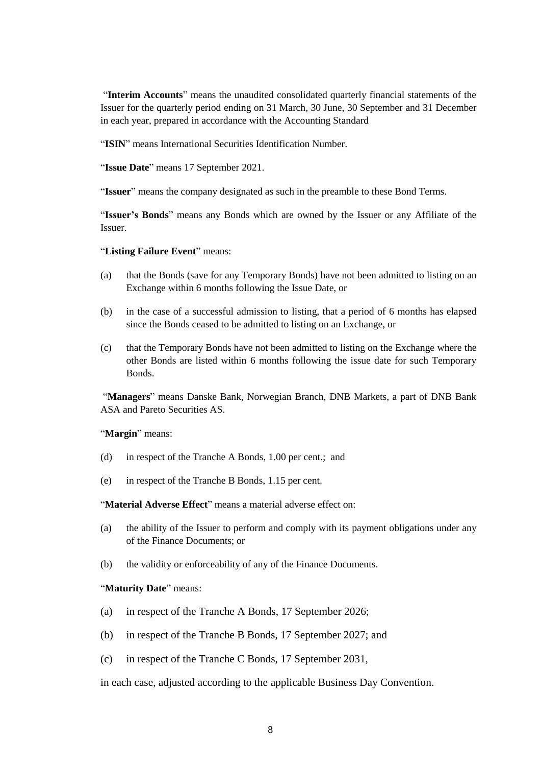"**Interim Accounts**" means the unaudited consolidated quarterly financial statements of the Issuer for the quarterly period ending on 31 March, 30 June, 30 September and 31 December in each year, prepared in accordance with the Accounting Standard

"**ISIN**" means International Securities Identification Number.

"**Issue Date**" means 17 September 2021.

"**Issuer**" means the company designated as such in the preamble to these Bond Terms.

"**Issuer's Bonds**" means any Bonds which are owned by the Issuer or any Affiliate of the Issuer.

"**Listing Failure Event**" means:

(a) that the Bonds (save for any Temporary Bonds) have not been admitted to listing on an Exchange within 6 months following the Issue Date, or

(b) in the case of a successful admission to listing, that a period of 6 months has elapsed since the Bonds ceased to be admitted to listing on an Exchange, or

(c) that the Temporary Bonds have not been admitted to listing on the Exchange where the other Bonds are listed within 6 months following the issue date for such Temporary Bonds.

"**Managers**" means Danske Bank, Norwegian Branch, DNB Markets, a part of DNB Bank ASA and Pareto Securities AS.

"**Margin**" means:

(d) in respect of the Tranche A Bonds, 1.00 per cent.; and

(e) in respect of the Tranche B Bonds, 1.15 per cent.

"**Material Adverse Effect**" means a material adverse effect on:

(a) the ability of the Issuer to perform and comply with its payment obligations under any of the Finance Documents; or

(b) the validity or enforceability of any of the Finance Documents.

"**Maturity Date**" means:

(a) in respect of the Tranche A Bonds, 17 September 2026;

(b) in respect of the Tranche B Bonds, 17 September 2027; and

(c) in respect of the Tranche C Bonds, 17 September 2031,

in each case, adjusted according to the applicable Business Day Convention.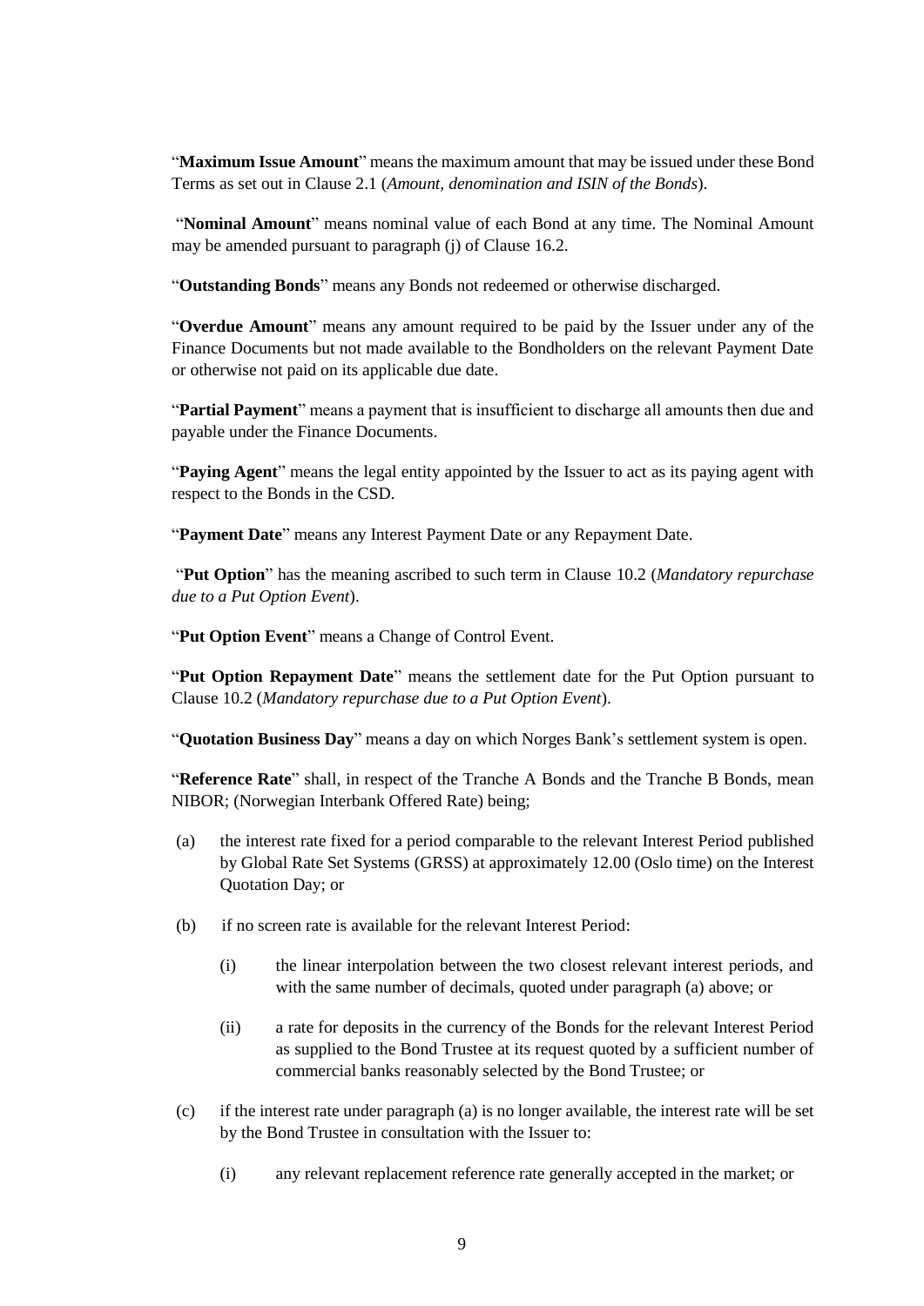"**Maximum Issue Amount**" means the maximum amount that may be issued under these Bond Terms as set out in Clause 2.1 (*Amount, denomination and ISIN of the Bonds*).

"**Nominal Amount**" means nominal value of each Bond at any time. The Nominal Amount may be amended pursuant to paragraph (j) of Clause 16.2.

"**Outstanding Bonds**" means any Bonds not redeemed or otherwise discharged.

"**Overdue Amount**" means any amount required to be paid by the Issuer under any of the Finance Documents but not made available to the Bondholders on the relevant Payment Date or otherwise not paid on its applicable due date.

"**Partial Payment**" means a payment that is insufficient to discharge all amounts then due and payable under the Finance Documents.

"**Paying Agent**" means the legal entity appointed by the Issuer to act as its paying agent with respect to the Bonds in the CSD.

"**Payment Date**" means any Interest Payment Date or any Repayment Date.

"**Put Option**" has the meaning ascribed to such term in Clause 10.2 (*Mandatory repurchase due to a Put Option Event*).

"**Put Option Event**" means a Change of Control Event.

"**Put Option Repayment Date**" means the settlement date for the Put Option pursuant to Clause 10.2 (*Mandatory repurchase due to a Put Option Event*).

"**Quotation Business Day**" means a day on which Norges Bank's settlement system is open.

"**Reference Rate**" shall, in respect of the Tranche A Bonds and the Tranche B Bonds, mean NIBOR; (Norwegian Interbank Offered Rate) being;

(a) the interest rate fixed for a period comparable to the relevant Interest Period published by Global Rate Set Systems (GRSS) at approximately 12.00 (Oslo time) on the Interest Quotation Day; or

(b) if no screen rate is available for the relevant Interest Period:

  (i) the linear interpolation between the two closest relevant interest periods, and with the same number of decimals, quoted under paragraph (a) above; or

  (ii) a rate for deposits in the currency of the Bonds for the relevant Interest Period as supplied to the Bond Trustee at its request quoted by a sufficient number of commercial banks reasonably selected by the Bond Trustee; or

(c) if the interest rate under paragraph (a) is no longer available, the interest rate will be set by the Bond Trustee in consultation with the Issuer to:

  (i) any relevant replacement reference rate generally accepted in the market; or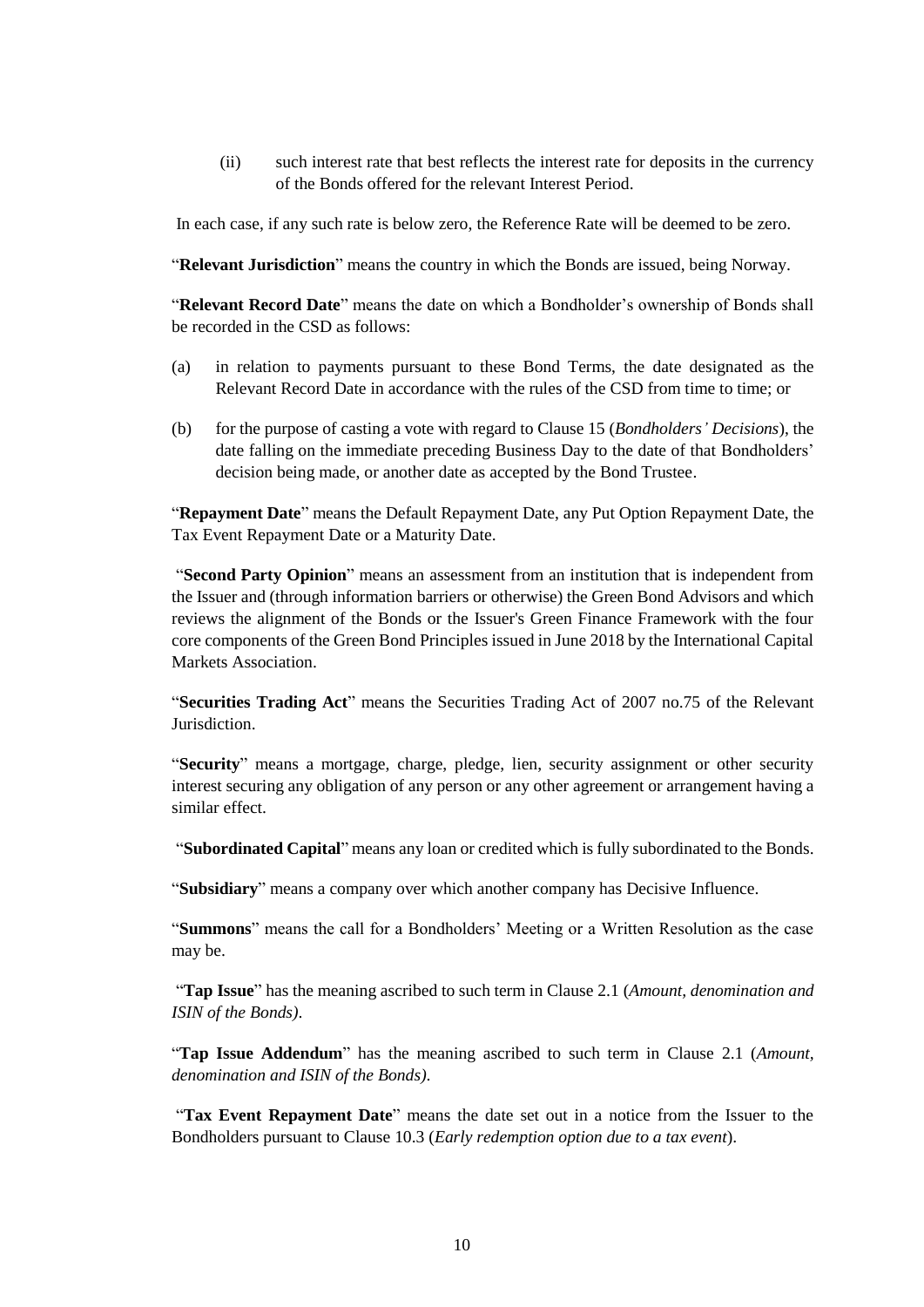(ii) such interest rate that best reflects the interest rate for deposits in the currency of the Bonds offered for the relevant Interest Period.

In each case, if any such rate is below zero, the Reference Rate will be deemed to be zero.

"**Relevant Jurisdiction**" means the country in which the Bonds are issued, being Norway.

"**Relevant Record Date**" means the date on which a Bondholder's ownership of Bonds shall be recorded in the CSD as follows:

(a) in relation to payments pursuant to these Bond Terms, the date designated as the Relevant Record Date in accordance with the rules of the CSD from time to time; or

(b) for the purpose of casting a vote with regard to Clause 15 (*Bondholders' Decisions*), the date falling on the immediate preceding Business Day to the date of that Bondholders' decision being made, or another date as accepted by the Bond Trustee.

"**Repayment Date**" means the Default Repayment Date, any Put Option Repayment Date, the Tax Event Repayment Date or a Maturity Date.

"**Second Party Opinion**" means an assessment from an institution that is independent from the Issuer and (through information barriers or otherwise) the Green Bond Advisors and which reviews the alignment of the Bonds or the Issuer's Green Finance Framework with the four core components of the Green Bond Principles issued in June 2018 by the International Capital Markets Association.

"**Securities Trading Act**" means the Securities Trading Act of 2007 no.75 of the Relevant Jurisdiction.

"**Security**" means a mortgage, charge, pledge, lien, security assignment or other security interest securing any obligation of any person or any other agreement or arrangement having a similar effect.

"**Subordinated Capital**" means any loan or credited which is fully subordinated to the Bonds.

"**Subsidiary**" means a company over which another company has Decisive Influence.

"**Summons**" means the call for a Bondholders' Meeting or a Written Resolution as the case may be.

"**Tap Issue**" has the meaning ascribed to such term in Clause 2.1 (*Amount, denomination and ISIN of the Bonds)*.

"**Tap Issue Addendum**" has the meaning ascribed to such term in Clause 2.1 (*Amount, denomination and ISIN of the Bonds)*.

"**Tax Event Repayment Date**" means the date set out in a notice from the Issuer to the Bondholders pursuant to Clause 10.3 (*Early redemption option due to a tax event*).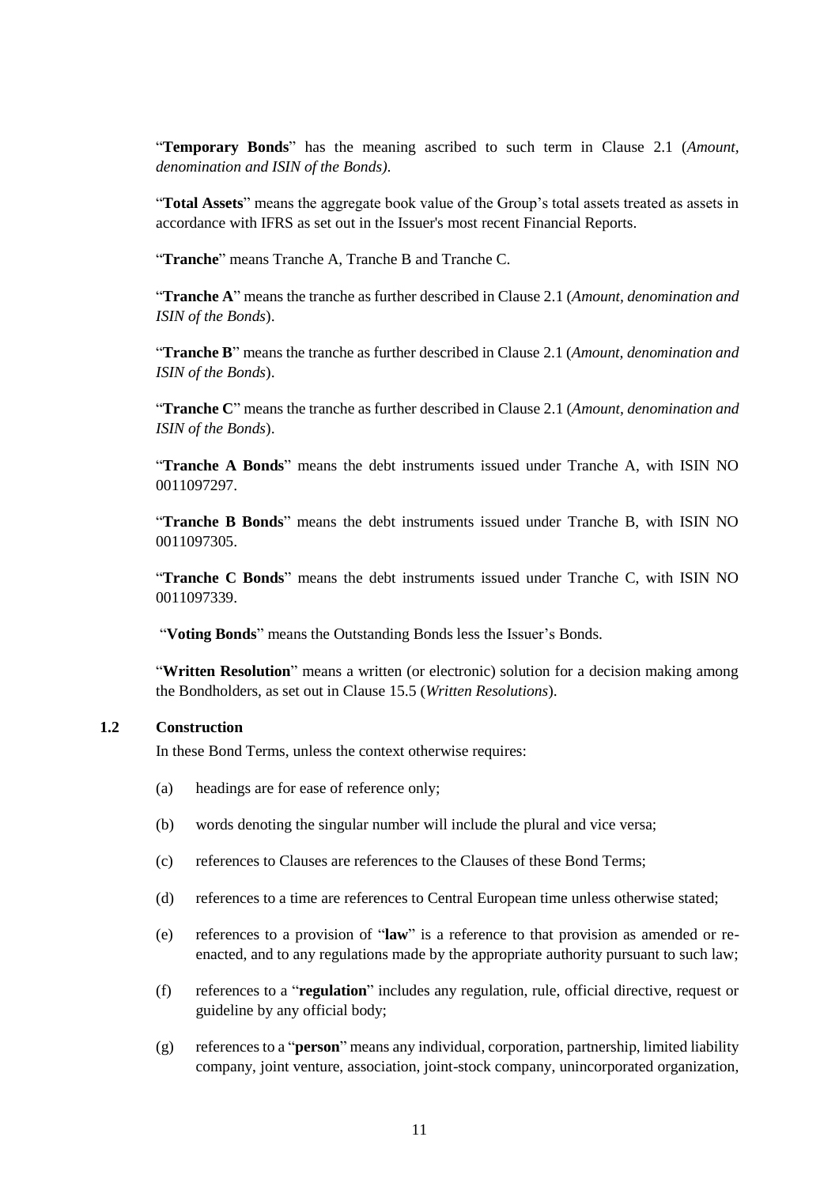"**Temporary Bonds**" has the meaning ascribed to such term in Clause 2.1 (*Amount, denomination and ISIN of the Bonds)*.

"**Total Assets**" means the aggregate book value of the Group's total assets treated as assets in accordance with IFRS as set out in the Issuer's most recent Financial Reports.

"**Tranche**" means Tranche A, Tranche B and Tranche C.

"**Tranche A**" means the tranche as further described in Clause 2.1 (*Amount, denomination and ISIN of the Bonds*).

"**Tranche B**" means the tranche as further described in Clause 2.1 (*Amount, denomination and ISIN of the Bonds*).

"**Tranche C**" means the tranche as further described in Clause 2.1 (*Amount, denomination and ISIN of the Bonds*).

"**Tranche A Bonds**" means the debt instruments issued under Tranche A, with ISIN NO 0011097297.

"**Tranche B Bonds**" means the debt instruments issued under Tranche B, with ISIN NO 0011097305.

"**Tranche C Bonds**" means the debt instruments issued under Tranche C, with ISIN NO 0011097339.

"**Voting Bonds**" means the Outstanding Bonds less the Issuer's Bonds.

"**Written Resolution**" means a written (or electronic) solution for a decision making among the Bondholders, as set out in Clause 15.5 (*Written Resolutions*).

### 1.2 Construction

In these Bond Terms, unless the context otherwise requires:

(a) headings are for ease of reference only;

(b) words denoting the singular number will include the plural and vice versa;

(c) references to Clauses are references to the Clauses of these Bond Terms;

(d) references to a time are references to Central European time unless otherwise stated;

(e) references to a provision of "**law**" is a reference to that provision as amended or re-enacted, and to any regulations made by the appropriate authority pursuant to such law;

(f) references to a "**regulation**" includes any regulation, rule, official directive, request or guideline by any official body;

(g) references to a "**person**" means any individual, corporation, partnership, limited liability company, joint venture, association, joint-stock company, unincorporated organization,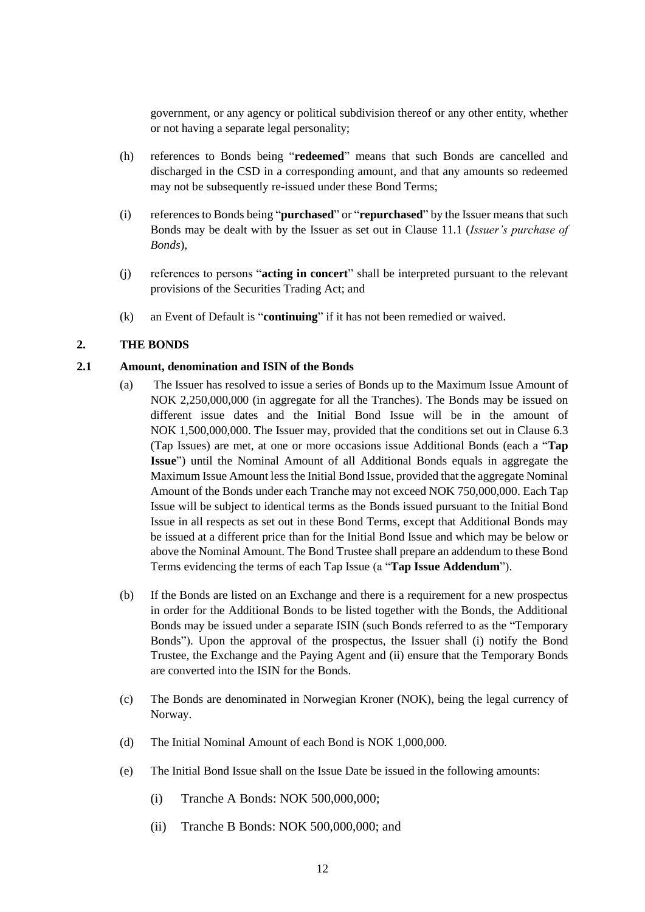government, or any agency or political subdivision thereof or any other entity, whether or not having a separate legal personality;

(h) references to Bonds being "**redeemed**" means that such Bonds are cancelled and discharged in the CSD in a corresponding amount, and that any amounts so redeemed may not be subsequently re-issued under these Bond Terms;

(i) references to Bonds being "**purchased**" or "**repurchased**" by the Issuer means that such Bonds may be dealt with by the Issuer as set out in Clause 11.1 (*Issuer's purchase of Bonds*),

(j) references to persons "**acting in concert**" shall be interpreted pursuant to the relevant provisions of the Securities Trading Act; and

(k) an Event of Default is "**continuing**" if it has not been remedied or waived.

## 2. THE BONDS

### 2.1 Amount, denomination and ISIN of the Bonds

(a) The Issuer has resolved to issue a series of Bonds up to the Maximum Issue Amount of NOK 2,250,000,000 (in aggregate for all the Tranches). The Bonds may be issued on different issue dates and the Initial Bond Issue will be in the amount of NOK 1,500,000,000. The Issuer may, provided that the conditions set out in Clause 6.3 (Tap Issues) are met, at one or more occasions issue Additional Bonds (each a "**Tap Issue**") until the Nominal Amount of all Additional Bonds equals in aggregate the Maximum Issue Amount less the Initial Bond Issue, provided that the aggregate Nominal Amount of the Bonds under each Tranche may not exceed NOK 750,000,000. Each Tap Issue will be subject to identical terms as the Bonds issued pursuant to the Initial Bond Issue in all respects as set out in these Bond Terms, except that Additional Bonds may be issued at a different price than for the Initial Bond Issue and which may be below or above the Nominal Amount. The Bond Trustee shall prepare an addendum to these Bond Terms evidencing the terms of each Tap Issue (a "**Tap Issue Addendum**").

(b) If the Bonds are listed on an Exchange and there is a requirement for a new prospectus in order for the Additional Bonds to be listed together with the Bonds, the Additional Bonds may be issued under a separate ISIN (such Bonds referred to as the "Temporary Bonds"). Upon the approval of the prospectus, the Issuer shall (i) notify the Bond Trustee, the Exchange and the Paying Agent and (ii) ensure that the Temporary Bonds are converted into the ISIN for the Bonds.

(c) The Bonds are denominated in Norwegian Kroner (NOK), being the legal currency of Norway.

(d) The Initial Nominal Amount of each Bond is NOK 1,000,000.

(e) The Initial Bond Issue shall on the Issue Date be issued in the following amounts:

(i) Tranche A Bonds: NOK 500,000,000;

(ii) Tranche B Bonds: NOK 500,000,000; and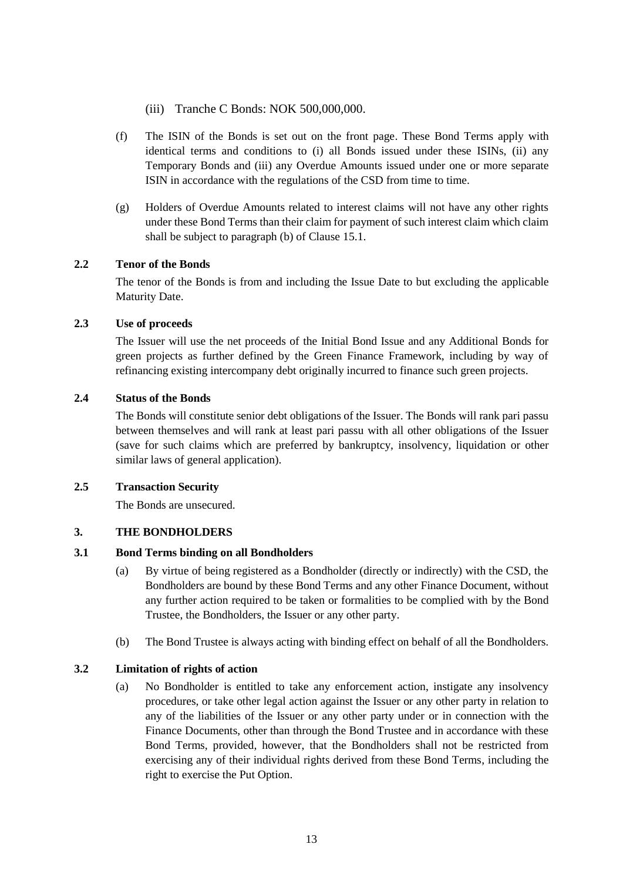(iii) Tranche C Bonds: NOK 500,000,000.

(f) The ISIN of the Bonds is set out on the front page. These Bond Terms apply with identical terms and conditions to (i) all Bonds issued under these ISINs, (ii) any Temporary Bonds and (iii) any Overdue Amounts issued under one or more separate ISIN in accordance with the regulations of the CSD from time to time.

(g) Holders of Overdue Amounts related to interest claims will not have any other rights under these Bond Terms than their claim for payment of such interest claim which claim shall be subject to paragraph (b) of Clause 15.1.

### 2.2 Tenor of the Bonds

The tenor of the Bonds is from and including the Issue Date to but excluding the applicable Maturity Date.

### 2.3 Use of proceeds

The Issuer will use the net proceeds of the Initial Bond Issue and any Additional Bonds for green projects as further defined by the Green Finance Framework, including by way of refinancing existing intercompany debt originally incurred to finance such green projects.

### 2.4 Status of the Bonds

The Bonds will constitute senior debt obligations of the Issuer. The Bonds will rank pari passu between themselves and will rank at least pari passu with all other obligations of the Issuer (save for such claims which are preferred by bankruptcy, insolvency, liquidation or other similar laws of general application).

### 2.5 Transaction Security

The Bonds are unsecured.

## 3. THE BONDHOLDERS

### 3.1 Bond Terms binding on all Bondholders

(a) By virtue of being registered as a Bondholder (directly or indirectly) with the CSD, the Bondholders are bound by these Bond Terms and any other Finance Document, without any further action required to be taken or formalities to be complied with by the Bond Trustee, the Bondholders, the Issuer or any other party.

(b) The Bond Trustee is always acting with binding effect on behalf of all the Bondholders.

### 3.2 Limitation of rights of action

(a) No Bondholder is entitled to take any enforcement action, instigate any insolvency procedures, or take other legal action against the Issuer or any other party in relation to any of the liabilities of the Issuer or any other party under or in connection with the Finance Documents, other than through the Bond Trustee and in accordance with these Bond Terms, provided, however, that the Bondholders shall not be restricted from exercising any of their individual rights derived from these Bond Terms, including the right to exercise the Put Option.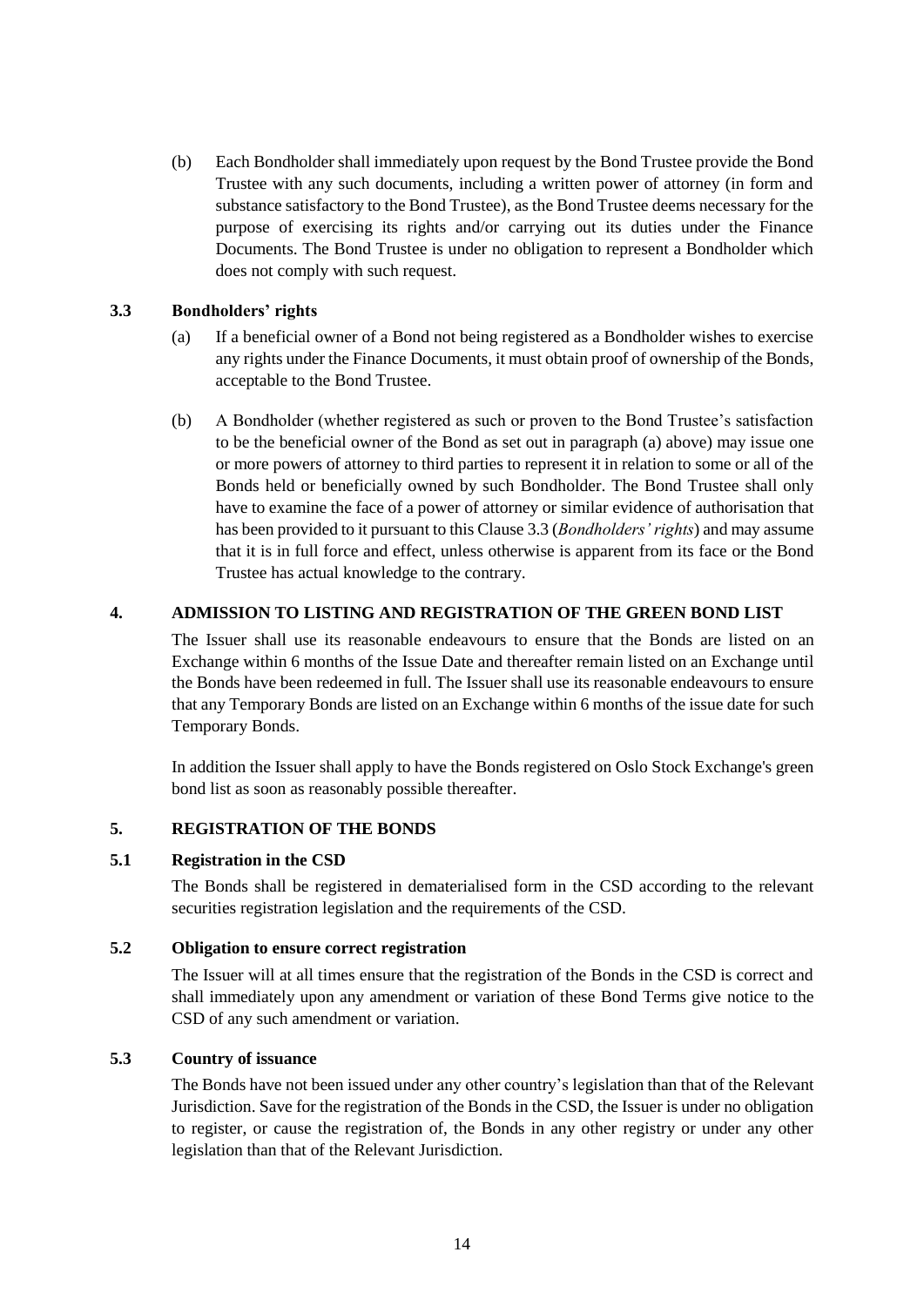(b) Each Bondholder shall immediately upon request by the Bond Trustee provide the Bond Trustee with any such documents, including a written power of attorney (in form and substance satisfactory to the Bond Trustee), as the Bond Trustee deems necessary for the purpose of exercising its rights and/or carrying out its duties under the Finance Documents. The Bond Trustee is under no obligation to represent a Bondholder which does not comply with such request.

### 3.3 Bondholders' rights

(a) If a beneficial owner of a Bond not being registered as a Bondholder wishes to exercise any rights under the Finance Documents, it must obtain proof of ownership of the Bonds, acceptable to the Bond Trustee.

(b) A Bondholder (whether registered as such or proven to the Bond Trustee's satisfaction to be the beneficial owner of the Bond as set out in paragraph (a) above) may issue one or more powers of attorney to third parties to represent it in relation to some or all of the Bonds held or beneficially owned by such Bondholder. The Bond Trustee shall only have to examine the face of a power of attorney or similar evidence of authorisation that has been provided to it pursuant to this Clause 3.3 (*Bondholders' rights*) and may assume that it is in full force and effect, unless otherwise is apparent from its face or the Bond Trustee has actual knowledge to the contrary.

## 4. ADMISSION TO LISTING AND REGISTRATION OF THE GREEN BOND LIST

The Issuer shall use its reasonable endeavours to ensure that the Bonds are listed on an Exchange within 6 months of the Issue Date and thereafter remain listed on an Exchange until the Bonds have been redeemed in full. The Issuer shall use its reasonable endeavours to ensure that any Temporary Bonds are listed on an Exchange within 6 months of the issue date for such Temporary Bonds.

In addition the Issuer shall apply to have the Bonds registered on Oslo Stock Exchange's green bond list as soon as reasonably possible thereafter.

## 5. REGISTRATION OF THE BONDS

### 5.1 Registration in the CSD

The Bonds shall be registered in dematerialised form in the CSD according to the relevant securities registration legislation and the requirements of the CSD.

### 5.2 Obligation to ensure correct registration

The Issuer will at all times ensure that the registration of the Bonds in the CSD is correct and shall immediately upon any amendment or variation of these Bond Terms give notice to the CSD of any such amendment or variation.

### 5.3 Country of issuance

The Bonds have not been issued under any other country's legislation than that of the Relevant Jurisdiction. Save for the registration of the Bonds in the CSD, the Issuer is under no obligation to register, or cause the registration of, the Bonds in any other registry or under any other legislation than that of the Relevant Jurisdiction.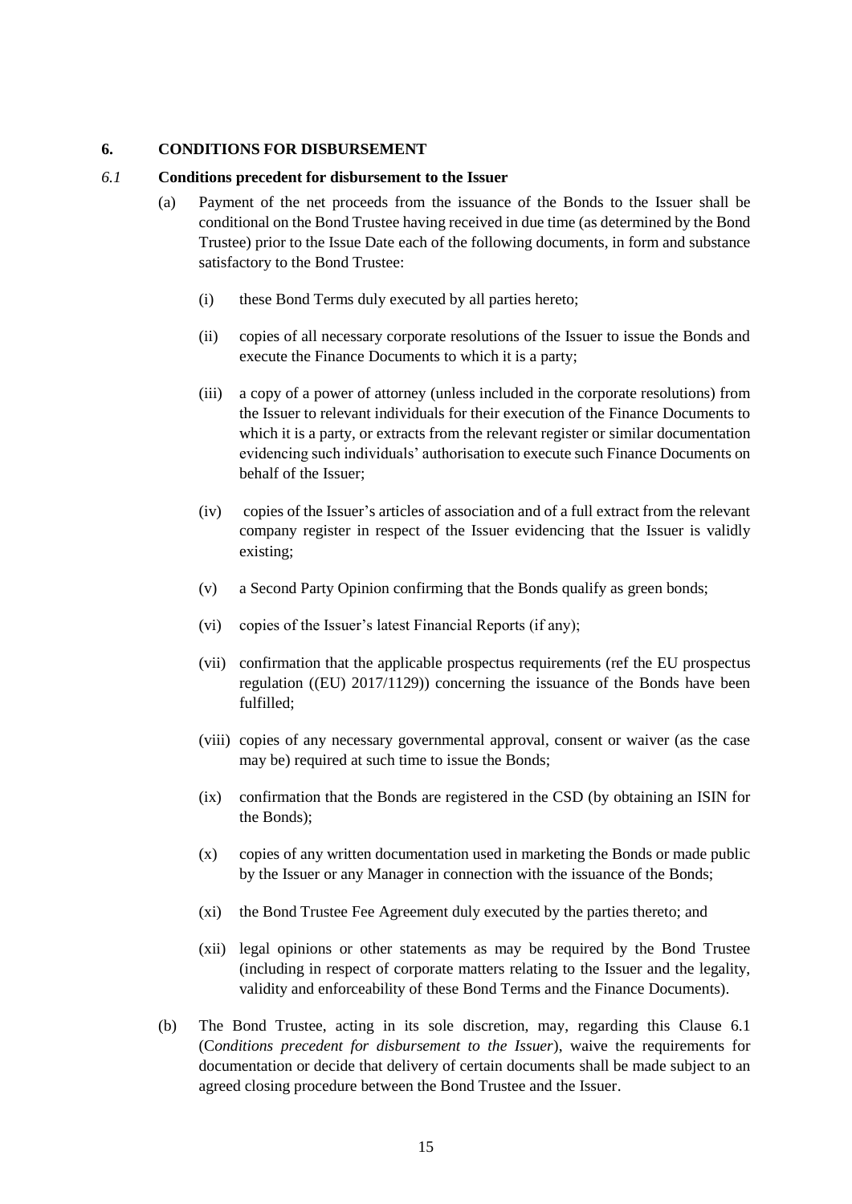## 6. CONDITIONS FOR DISBURSEMENT

### *6.1* Conditions precedent for disbursement to the Issuer

(a) Payment of the net proceeds from the issuance of the Bonds to the Issuer shall be conditional on the Bond Trustee having received in due time (as determined by the Bond Trustee) prior to the Issue Date each of the following documents, in form and substance satisfactory to the Bond Trustee:

   (i) these Bond Terms duly executed by all parties hereto;

   (ii) copies of all necessary corporate resolutions of the Issuer to issue the Bonds and execute the Finance Documents to which it is a party;

   (iii) a copy of a power of attorney (unless included in the corporate resolutions) from the Issuer to relevant individuals for their execution of the Finance Documents to which it is a party, or extracts from the relevant register or similar documentation evidencing such individuals' authorisation to execute such Finance Documents on behalf of the Issuer;

   (iv) copies of the Issuer's articles of association and of a full extract from the relevant company register in respect of the Issuer evidencing that the Issuer is validly existing;

   (v) a Second Party Opinion confirming that the Bonds qualify as green bonds;

   (vi) copies of the Issuer's latest Financial Reports (if any);

   (vii) confirmation that the applicable prospectus requirements (ref the EU prospectus regulation ((EU) 2017/1129)) concerning the issuance of the Bonds have been fulfilled;

   (viii) copies of any necessary governmental approval, consent or waiver (as the case may be) required at such time to issue the Bonds;

   (ix) confirmation that the Bonds are registered in the CSD (by obtaining an ISIN for the Bonds);

   (x) copies of any written documentation used in marketing the Bonds or made public by the Issuer or any Manager in connection with the issuance of the Bonds;

   (xi) the Bond Trustee Fee Agreement duly executed by the parties thereto; and

   (xii) legal opinions or other statements as may be required by the Bond Trustee (including in respect of corporate matters relating to the Issuer and the legality, validity and enforceability of these Bond Terms and the Finance Documents).

(b) The Bond Trustee, acting in its sole discretion, may, regarding this Clause 6.1 (*Conditions precedent for disbursement to the Issuer*), waive the requirements for documentation or decide that delivery of certain documents shall be made subject to an agreed closing procedure between the Bond Trustee and the Issuer.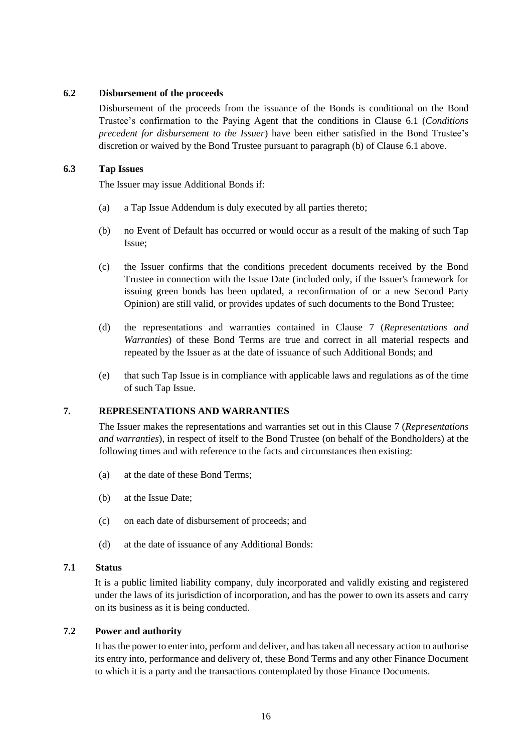### 6.2 Disbursement of the proceeds

Disbursement of the proceeds from the issuance of the Bonds is conditional on the Bond Trustee's confirmation to the Paying Agent that the conditions in Clause 6.1 (*Conditions precedent for disbursement to the Issuer*) have been either satisfied in the Bond Trustee's discretion or waived by the Bond Trustee pursuant to paragraph (b) of Clause 6.1 above.

### 6.3 Tap Issues

The Issuer may issue Additional Bonds if:

(a) a Tap Issue Addendum is duly executed by all parties thereto;

(b) no Event of Default has occurred or would occur as a result of the making of such Tap Issue;

(c) the Issuer confirms that the conditions precedent documents received by the Bond Trustee in connection with the Issue Date (included only, if the Issuer's framework for issuing green bonds has been updated, a reconfirmation of or a new Second Party Opinion) are still valid, or provides updates of such documents to the Bond Trustee;

(d) the representations and warranties contained in Clause 7 (*Representations and Warranties*) of these Bond Terms are true and correct in all material respects and repeated by the Issuer as at the date of issuance of such Additional Bonds; and

(e) that such Tap Issue is in compliance with applicable laws and regulations as of the time of such Tap Issue.

## 7. REPRESENTATIONS AND WARRANTIES

The Issuer makes the representations and warranties set out in this Clause 7 (*Representations and warranties*), in respect of itself to the Bond Trustee (on behalf of the Bondholders) at the following times and with reference to the facts and circumstances then existing:

(a) at the date of these Bond Terms;

(b) at the Issue Date;

(c) on each date of disbursement of proceeds; and

(d) at the date of issuance of any Additional Bonds:

### 7.1 Status

It is a public limited liability company, duly incorporated and validly existing and registered under the laws of its jurisdiction of incorporation, and has the power to own its assets and carry on its business as it is being conducted.

### 7.2 Power and authority

It has the power to enter into, perform and deliver, and has taken all necessary action to authorise its entry into, performance and delivery of, these Bond Terms and any other Finance Document to which it is a party and the transactions contemplated by those Finance Documents.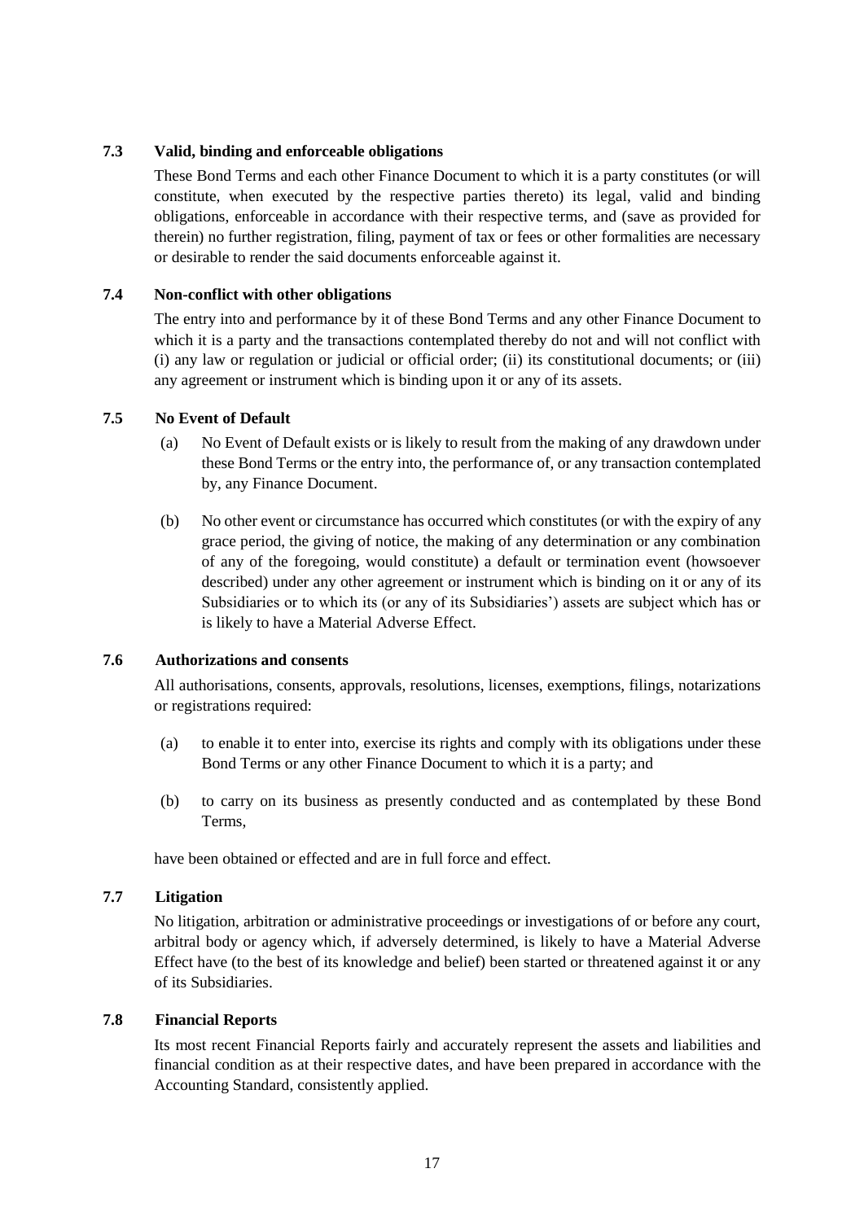### 7.3 Valid, binding and enforceable obligations

These Bond Terms and each other Finance Document to which it is a party constitutes (or will constitute, when executed by the respective parties thereto) its legal, valid and binding obligations, enforceable in accordance with their respective terms, and (save as provided for therein) no further registration, filing, payment of tax or fees or other formalities are necessary or desirable to render the said documents enforceable against it.

### 7.4 Non-conflict with other obligations

The entry into and performance by it of these Bond Terms and any other Finance Document to which it is a party and the transactions contemplated thereby do not and will not conflict with (i) any law or regulation or judicial or official order; (ii) its constitutional documents; or (iii) any agreement or instrument which is binding upon it or any of its assets.

### 7.5 No Event of Default

(a) No Event of Default exists or is likely to result from the making of any drawdown under these Bond Terms or the entry into, the performance of, or any transaction contemplated by, any Finance Document.

(b) No other event or circumstance has occurred which constitutes (or with the expiry of any grace period, the giving of notice, the making of any determination or any combination of any of the foregoing, would constitute) a default or termination event (howsoever described) under any other agreement or instrument which is binding on it or any of its Subsidiaries or to which its (or any of its Subsidiaries') assets are subject which has or is likely to have a Material Adverse Effect.

### 7.6 Authorizations and consents

All authorisations, consents, approvals, resolutions, licenses, exemptions, filings, notarizations or registrations required:

(a) to enable it to enter into, exercise its rights and comply with its obligations under these Bond Terms or any other Finance Document to which it is a party; and

(b) to carry on its business as presently conducted and as contemplated by these Bond Terms,

have been obtained or effected and are in full force and effect.

### 7.7 Litigation

No litigation, arbitration or administrative proceedings or investigations of or before any court, arbitral body or agency which, if adversely determined, is likely to have a Material Adverse Effect have (to the best of its knowledge and belief) been started or threatened against it or any of its Subsidiaries.

### 7.8 Financial Reports

Its most recent Financial Reports fairly and accurately represent the assets and liabilities and financial condition as at their respective dates, and have been prepared in accordance with the Accounting Standard, consistently applied.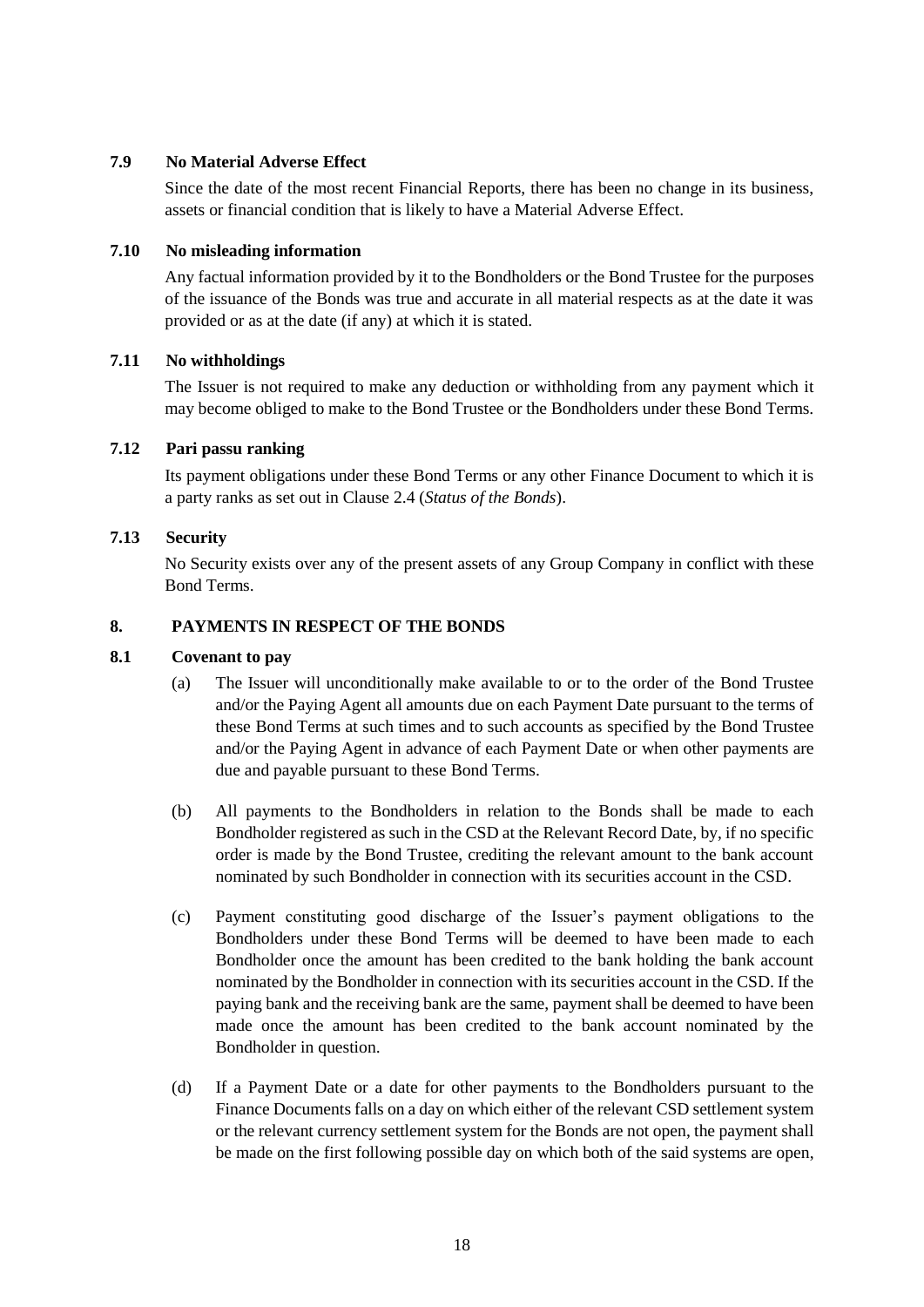### 7.9 No Material Adverse Effect

Since the date of the most recent Financial Reports, there has been no change in its business, assets or financial condition that is likely to have a Material Adverse Effect.

### 7.10 No misleading information

Any factual information provided by it to the Bondholders or the Bond Trustee for the purposes of the issuance of the Bonds was true and accurate in all material respects as at the date it was provided or as at the date (if any) at which it is stated.

### 7.11 No withholdings

The Issuer is not required to make any deduction or withholding from any payment which it may become obliged to make to the Bond Trustee or the Bondholders under these Bond Terms.

### 7.12 Pari passu ranking

Its payment obligations under these Bond Terms or any other Finance Document to which it is a party ranks as set out in Clause 2.4 (*Status of the Bonds*).

### 7.13 Security

No Security exists over any of the present assets of any Group Company in conflict with these Bond Terms.

## 8. PAYMENTS IN RESPECT OF THE BONDS

### 8.1 Covenant to pay

(a) The Issuer will unconditionally make available to or to the order of the Bond Trustee and/or the Paying Agent all amounts due on each Payment Date pursuant to the terms of these Bond Terms at such times and to such accounts as specified by the Bond Trustee and/or the Paying Agent in advance of each Payment Date or when other payments are due and payable pursuant to these Bond Terms.

(b) All payments to the Bondholders in relation to the Bonds shall be made to each Bondholder registered as such in the CSD at the Relevant Record Date, by, if no specific order is made by the Bond Trustee, crediting the relevant amount to the bank account nominated by such Bondholder in connection with its securities account in the CSD.

(c) Payment constituting good discharge of the Issuer's payment obligations to the Bondholders under these Bond Terms will be deemed to have been made to each Bondholder once the amount has been credited to the bank holding the bank account nominated by the Bondholder in connection with its securities account in the CSD. If the paying bank and the receiving bank are the same, payment shall be deemed to have been made once the amount has been credited to the bank account nominated by the Bondholder in question.

(d) If a Payment Date or a date for other payments to the Bondholders pursuant to the Finance Documents falls on a day on which either of the relevant CSD settlement system or the relevant currency settlement system for the Bonds are not open, the payment shall be made on the first following possible day on which both of the said systems are open,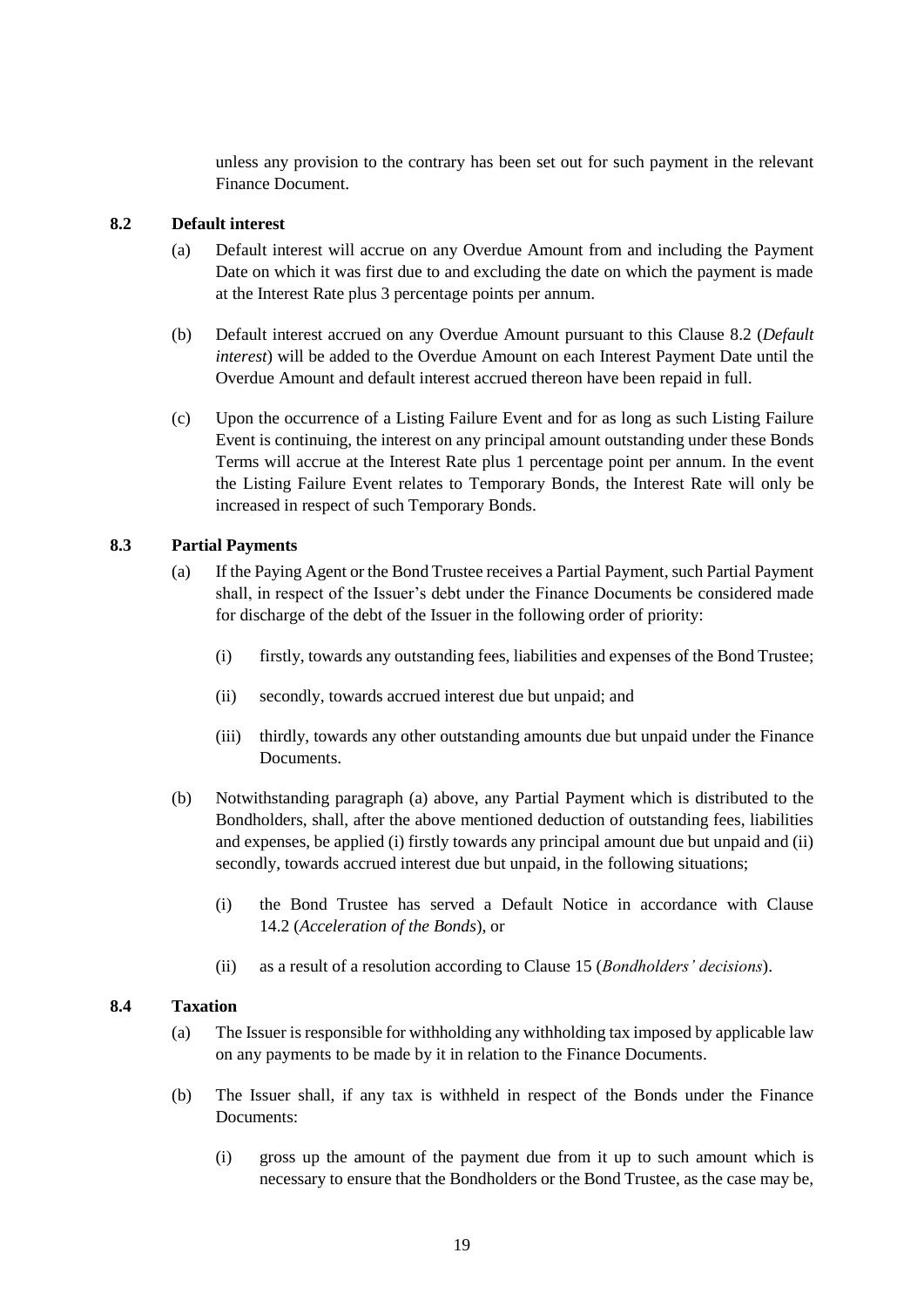unless any provision to the contrary has been set out for such payment in the relevant Finance Document.

### 8.2 Default interest

(a) Default interest will accrue on any Overdue Amount from and including the Payment Date on which it was first due to and excluding the date on which the payment is made at the Interest Rate plus 3 percentage points per annum.

(b) Default interest accrued on any Overdue Amount pursuant to this Clause 8.2 (*Default interest*) will be added to the Overdue Amount on each Interest Payment Date until the Overdue Amount and default interest accrued thereon have been repaid in full.

(c) Upon the occurrence of a Listing Failure Event and for as long as such Listing Failure Event is continuing, the interest on any principal amount outstanding under these Bonds Terms will accrue at the Interest Rate plus 1 percentage point per annum. In the event the Listing Failure Event relates to Temporary Bonds, the Interest Rate will only be increased in respect of such Temporary Bonds.

### 8.3 Partial Payments

(a) If the Paying Agent or the Bond Trustee receives a Partial Payment, such Partial Payment shall, in respect of the Issuer's debt under the Finance Documents be considered made for discharge of the debt of the Issuer in the following order of priority:

   (i) firstly, towards any outstanding fees, liabilities and expenses of the Bond Trustee;

   (ii) secondly, towards accrued interest due but unpaid; and

   (iii) thirdly, towards any other outstanding amounts due but unpaid under the Finance Documents.

(b) Notwithstanding paragraph (a) above, any Partial Payment which is distributed to the Bondholders, shall, after the above mentioned deduction of outstanding fees, liabilities and expenses, be applied (i) firstly towards any principal amount due but unpaid and (ii) secondly, towards accrued interest due but unpaid, in the following situations;

   (i) the Bond Trustee has served a Default Notice in accordance with Clause 14.2 (*Acceleration of the Bonds*), or

   (ii) as a result of a resolution according to Clause 15 (*Bondholders' decisions*).

### 8.4 Taxation

(a) The Issuer is responsible for withholding any withholding tax imposed by applicable law on any payments to be made by it in relation to the Finance Documents.

(b) The Issuer shall, if any tax is withheld in respect of the Bonds under the Finance Documents:

   (i) gross up the amount of the payment due from it up to such amount which is necessary to ensure that the Bondholders or the Bond Trustee, as the case may be,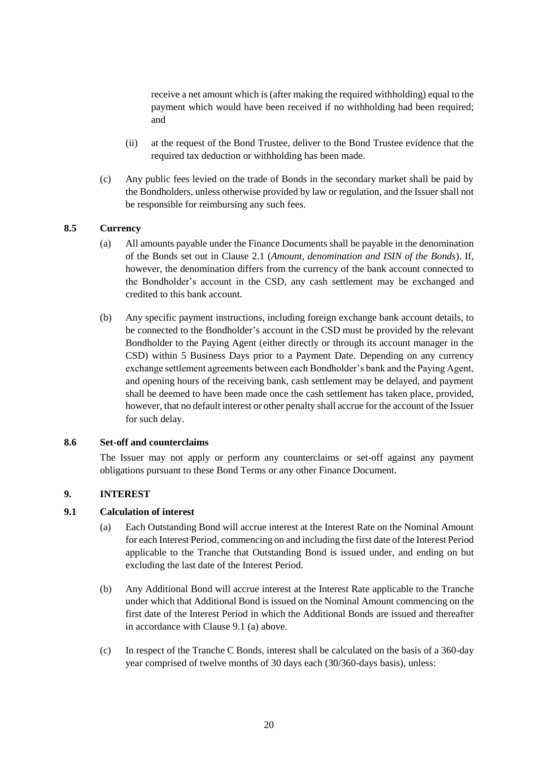receive a net amount which is (after making the required withholding) equal to the payment which would have been received if no withholding had been required; and

(ii) at the request of the Bond Trustee, deliver to the Bond Trustee evidence that the required tax deduction or withholding has been made.

(c) Any public fees levied on the trade of Bonds in the secondary market shall be paid by the Bondholders, unless otherwise provided by law or regulation, and the Issuer shall not be responsible for reimbursing any such fees.

### 8.5 Currency

(a) All amounts payable under the Finance Documents shall be payable in the denomination of the Bonds set out in Clause 2.1 (*Amount, denomination and ISIN of the Bonds*). If, however, the denomination differs from the currency of the bank account connected to the Bondholder's account in the CSD, any cash settlement may be exchanged and credited to this bank account.

(b) Any specific payment instructions, including foreign exchange bank account details, to be connected to the Bondholder's account in the CSD must be provided by the relevant Bondholder to the Paying Agent (either directly or through its account manager in the CSD) within 5 Business Days prior to a Payment Date. Depending on any currency exchange settlement agreements between each Bondholder's bank and the Paying Agent, and opening hours of the receiving bank, cash settlement may be delayed, and payment shall be deemed to have been made once the cash settlement has taken place, provided, however, that no default interest or other penalty shall accrue for the account of the Issuer for such delay.

### 8.6 Set-off and counterclaims

The Issuer may not apply or perform any counterclaims or set-off against any payment obligations pursuant to these Bond Terms or any other Finance Document.

## 9. INTEREST

### 9.1 Calculation of interest

(a) Each Outstanding Bond will accrue interest at the Interest Rate on the Nominal Amount for each Interest Period, commencing on and including the first date of the Interest Period applicable to the Tranche that Outstanding Bond is issued under, and ending on but excluding the last date of the Interest Period.

(b) Any Additional Bond will accrue interest at the Interest Rate applicable to the Tranche under which that Additional Bond is issued on the Nominal Amount commencing on the first date of the Interest Period in which the Additional Bonds are issued and thereafter in accordance with Clause 9.1 (a) above.

(c) In respect of the Tranche C Bonds, interest shall be calculated on the basis of a 360-day year comprised of twelve months of 30 days each (30/360-days basis), unless: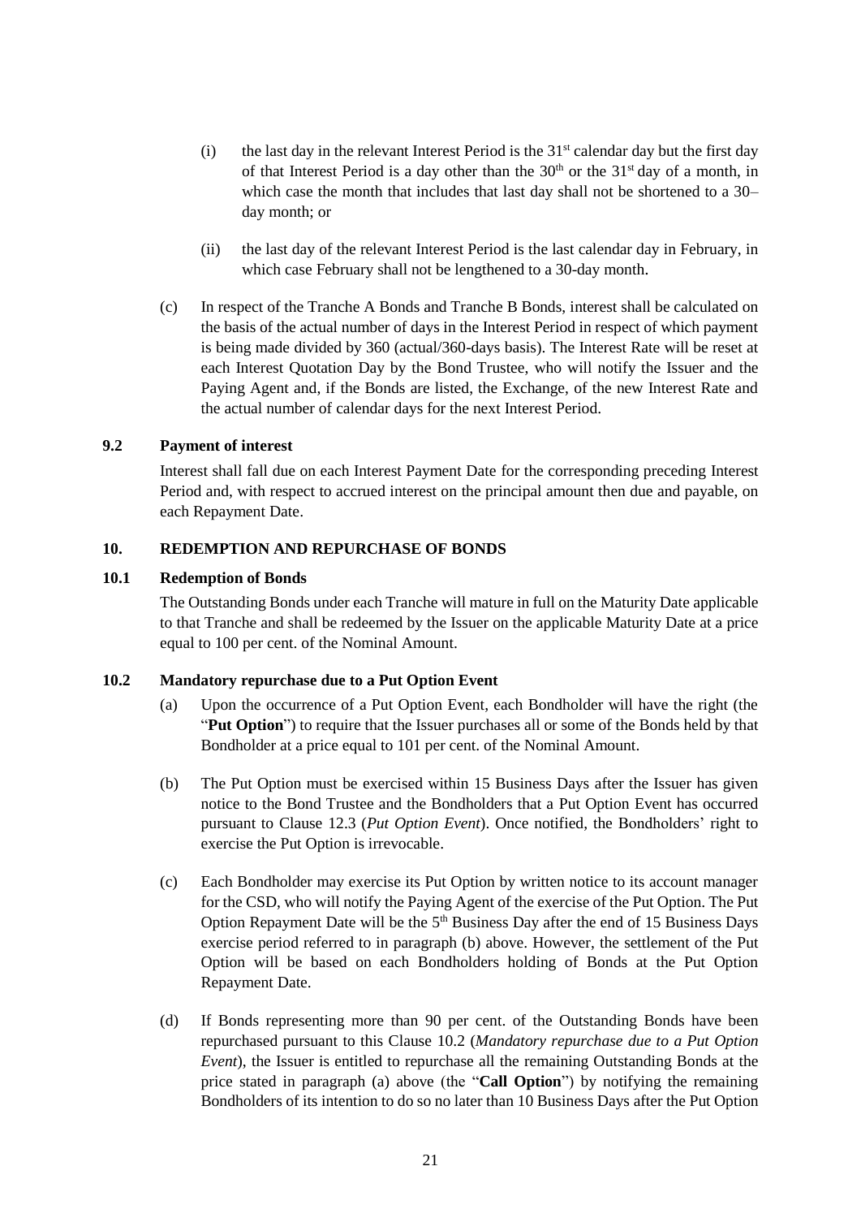(i) the last day in the relevant Interest Period is the 31st calendar day but the first day of that Interest Period is a day other than the 30th or the 31st day of a month, in which case the month that includes that last day shall not be shortened to a 30–day month; or

(ii) the last day of the relevant Interest Period is the last calendar day in February, in which case February shall not be lengthened to a 30-day month.

(c) In respect of the Tranche A Bonds and Tranche B Bonds, interest shall be calculated on the basis of the actual number of days in the Interest Period in respect of which payment is being made divided by 360 (actual/360-days basis). The Interest Rate will be reset at each Interest Quotation Day by the Bond Trustee, who will notify the Issuer and the Paying Agent and, if the Bonds are listed, the Exchange, of the new Interest Rate and the actual number of calendar days for the next Interest Period.

### 9.2 Payment of interest

Interest shall fall due on each Interest Payment Date for the corresponding preceding Interest Period and, with respect to accrued interest on the principal amount then due and payable, on each Repayment Date.

## 10. REDEMPTION AND REPURCHASE OF BONDS

### 10.1 Redemption of Bonds

The Outstanding Bonds under each Tranche will mature in full on the Maturity Date applicable to that Tranche and shall be redeemed by the Issuer on the applicable Maturity Date at a price equal to 100 per cent. of the Nominal Amount.

### 10.2 Mandatory repurchase due to a Put Option Event

(a) Upon the occurrence of a Put Option Event, each Bondholder will have the right (the "**Put Option**") to require that the Issuer purchases all or some of the Bonds held by that Bondholder at a price equal to 101 per cent. of the Nominal Amount.

(b) The Put Option must be exercised within 15 Business Days after the Issuer has given notice to the Bond Trustee and the Bondholders that a Put Option Event has occurred pursuant to Clause 12.3 (*Put Option Event*). Once notified, the Bondholders' right to exercise the Put Option is irrevocable.

(c) Each Bondholder may exercise its Put Option by written notice to its account manager for the CSD, who will notify the Paying Agent of the exercise of the Put Option. The Put Option Repayment Date will be the 5th Business Day after the end of 15 Business Days exercise period referred to in paragraph (b) above. However, the settlement of the Put Option will be based on each Bondholders holding of Bonds at the Put Option Repayment Date.

(d) If Bonds representing more than 90 per cent. of the Outstanding Bonds have been repurchased pursuant to this Clause 10.2 (*Mandatory repurchase due to a Put Option Event*), the Issuer is entitled to repurchase all the remaining Outstanding Bonds at the price stated in paragraph (a) above (the "**Call Option**") by notifying the remaining Bondholders of its intention to do so no later than 10 Business Days after the Put Option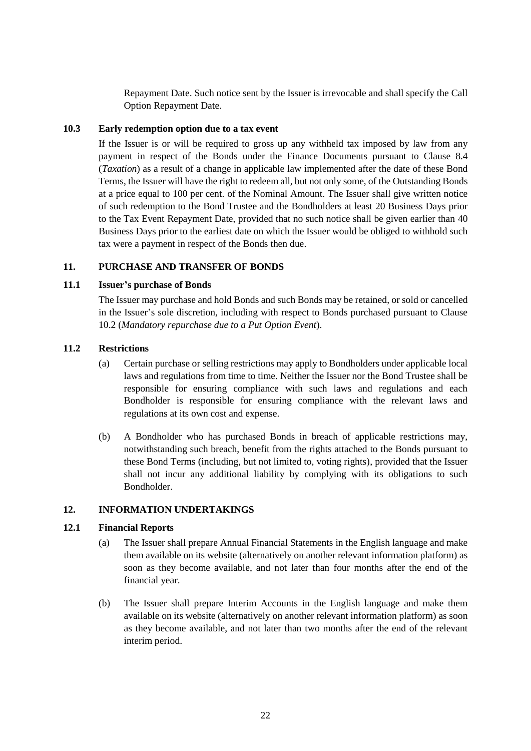Repayment Date. Such notice sent by the Issuer is irrevocable and shall specify the Call Option Repayment Date.

### 10.3 Early redemption option due to a tax event

If the Issuer is or will be required to gross up any withheld tax imposed by law from any payment in respect of the Bonds under the Finance Documents pursuant to Clause 8.4 (*Taxation*) as a result of a change in applicable law implemented after the date of these Bond Terms, the Issuer will have the right to redeem all, but not only some, of the Outstanding Bonds at a price equal to 100 per cent. of the Nominal Amount. The Issuer shall give written notice of such redemption to the Bond Trustee and the Bondholders at least 20 Business Days prior to the Tax Event Repayment Date, provided that no such notice shall be given earlier than 40 Business Days prior to the earliest date on which the Issuer would be obliged to withhold such tax were a payment in respect of the Bonds then due.

## 11. PURCHASE AND TRANSFER OF BONDS

### 11.1 Issuer's purchase of Bonds

The Issuer may purchase and hold Bonds and such Bonds may be retained, or sold or cancelled in the Issuer's sole discretion, including with respect to Bonds purchased pursuant to Clause 10.2 (*Mandatory repurchase due to a Put Option Event*).

### 11.2 Restrictions

(a) Certain purchase or selling restrictions may apply to Bondholders under applicable local laws and regulations from time to time. Neither the Issuer nor the Bond Trustee shall be responsible for ensuring compliance with such laws and regulations and each Bondholder is responsible for ensuring compliance with the relevant laws and regulations at its own cost and expense.

(b) A Bondholder who has purchased Bonds in breach of applicable restrictions may, notwithstanding such breach, benefit from the rights attached to the Bonds pursuant to these Bond Terms (including, but not limited to, voting rights), provided that the Issuer shall not incur any additional liability by complying with its obligations to such Bondholder.

## 12. INFORMATION UNDERTAKINGS

### 12.1 Financial Reports

(a) The Issuer shall prepare Annual Financial Statements in the English language and make them available on its website (alternatively on another relevant information platform) as soon as they become available, and not later than four months after the end of the financial year.

(b) The Issuer shall prepare Interim Accounts in the English language and make them available on its website (alternatively on another relevant information platform) as soon as they become available, and not later than two months after the end of the relevant interim period.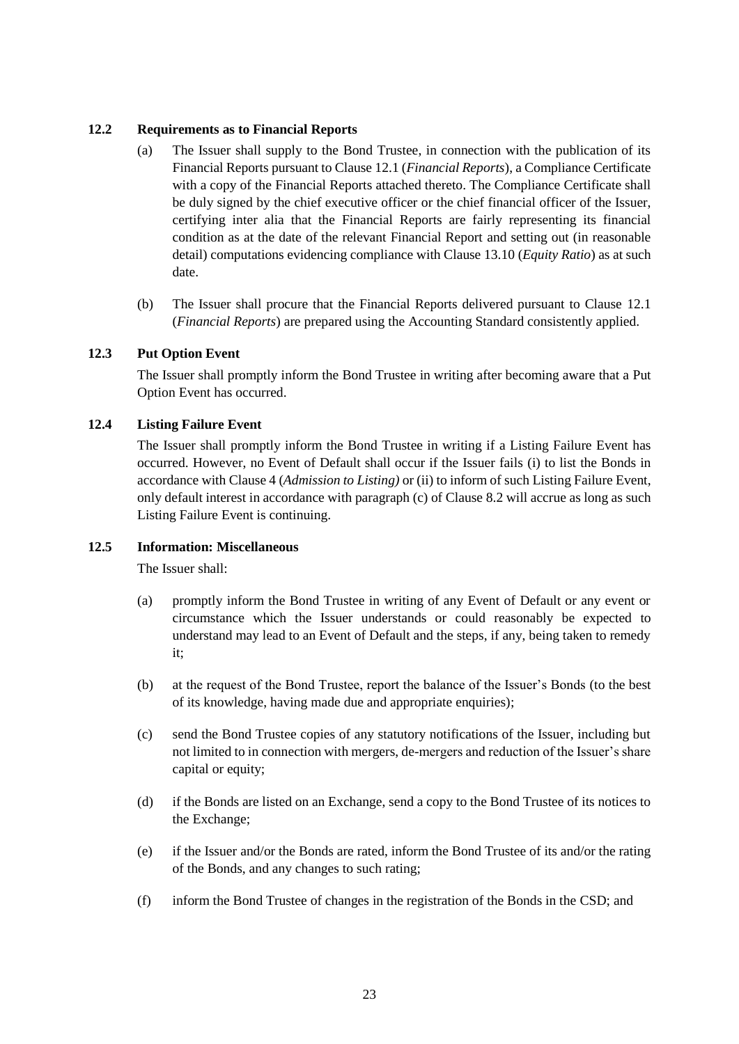### 12.2 Requirements as to Financial Reports

(a) The Issuer shall supply to the Bond Trustee, in connection with the publication of its Financial Reports pursuant to Clause 12.1 (*Financial Reports*), a Compliance Certificate with a copy of the Financial Reports attached thereto. The Compliance Certificate shall be duly signed by the chief executive officer or the chief financial officer of the Issuer, certifying inter alia that the Financial Reports are fairly representing its financial condition as at the date of the relevant Financial Report and setting out (in reasonable detail) computations evidencing compliance with Clause 13.10 (*Equity Ratio*) as at such date.

(b) The Issuer shall procure that the Financial Reports delivered pursuant to Clause 12.1 (*Financial Reports*) are prepared using the Accounting Standard consistently applied.

### 12.3 Put Option Event

The Issuer shall promptly inform the Bond Trustee in writing after becoming aware that a Put Option Event has occurred.

### 12.4 Listing Failure Event

The Issuer shall promptly inform the Bond Trustee in writing if a Listing Failure Event has occurred. However, no Event of Default shall occur if the Issuer fails (i) to list the Bonds in accordance with Clause 4 (*Admission to Listing)* or (ii) to inform of such Listing Failure Event, only default interest in accordance with paragraph (c) of Clause 8.2 will accrue as long as such Listing Failure Event is continuing.

### 12.5 Information: Miscellaneous

The Issuer shall:

(a) promptly inform the Bond Trustee in writing of any Event of Default or any event or circumstance which the Issuer understands or could reasonably be expected to understand may lead to an Event of Default and the steps, if any, being taken to remedy it;

(b) at the request of the Bond Trustee, report the balance of the Issuer's Bonds (to the best of its knowledge, having made due and appropriate enquiries);

(c) send the Bond Trustee copies of any statutory notifications of the Issuer, including but not limited to in connection with mergers, de-mergers and reduction of the Issuer's share capital or equity;

(d) if the Bonds are listed on an Exchange, send a copy to the Bond Trustee of its notices to the Exchange;

(e) if the Issuer and/or the Bonds are rated, inform the Bond Trustee of its and/or the rating of the Bonds, and any changes to such rating;

(f) inform the Bond Trustee of changes in the registration of the Bonds in the CSD; and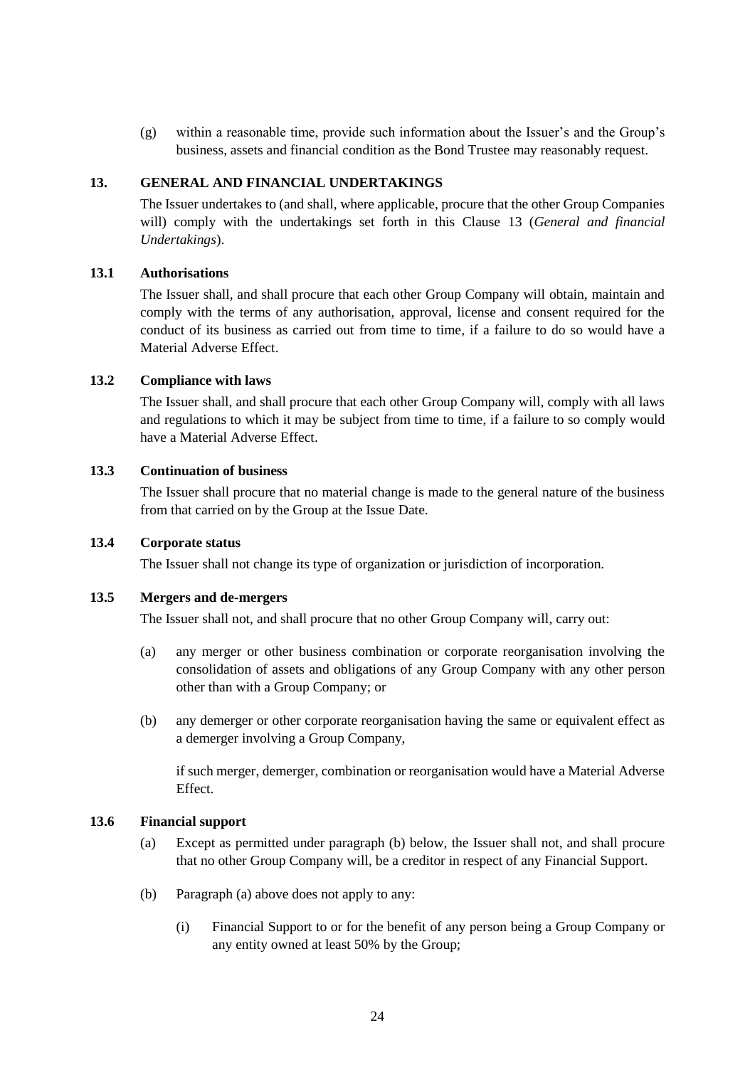(g) within a reasonable time, provide such information about the Issuer's and the Group's business, assets and financial condition as the Bond Trustee may reasonably request.

## 13. GENERAL AND FINANCIAL UNDERTAKINGS

The Issuer undertakes to (and shall, where applicable, procure that the other Group Companies will) comply with the undertakings set forth in this Clause 13 (*General and financial Undertakings*).

### 13.1 Authorisations

The Issuer shall, and shall procure that each other Group Company will obtain, maintain and comply with the terms of any authorisation, approval, license and consent required for the conduct of its business as carried out from time to time, if a failure to do so would have a Material Adverse Effect.

### 13.2 Compliance with laws

The Issuer shall, and shall procure that each other Group Company will, comply with all laws and regulations to which it may be subject from time to time, if a failure to so comply would have a Material Adverse Effect.

### 13.3 Continuation of business

The Issuer shall procure that no material change is made to the general nature of the business from that carried on by the Group at the Issue Date.

### 13.4 Corporate status

The Issuer shall not change its type of organization or jurisdiction of incorporation.

### 13.5 Mergers and de-mergers

The Issuer shall not, and shall procure that no other Group Company will, carry out:

(a) any merger or other business combination or corporate reorganisation involving the consolidation of assets and obligations of any Group Company with any other person other than with a Group Company; or

(b) any demerger or other corporate reorganisation having the same or equivalent effect as a demerger involving a Group Company,

if such merger, demerger, combination or reorganisation would have a Material Adverse Effect.

### 13.6 Financial support

(a) Except as permitted under paragraph (b) below, the Issuer shall not, and shall procure that no other Group Company will, be a creditor in respect of any Financial Support.

(b) Paragraph (a) above does not apply to any:

(i) Financial Support to or for the benefit of any person being a Group Company or any entity owned at least 50% by the Group;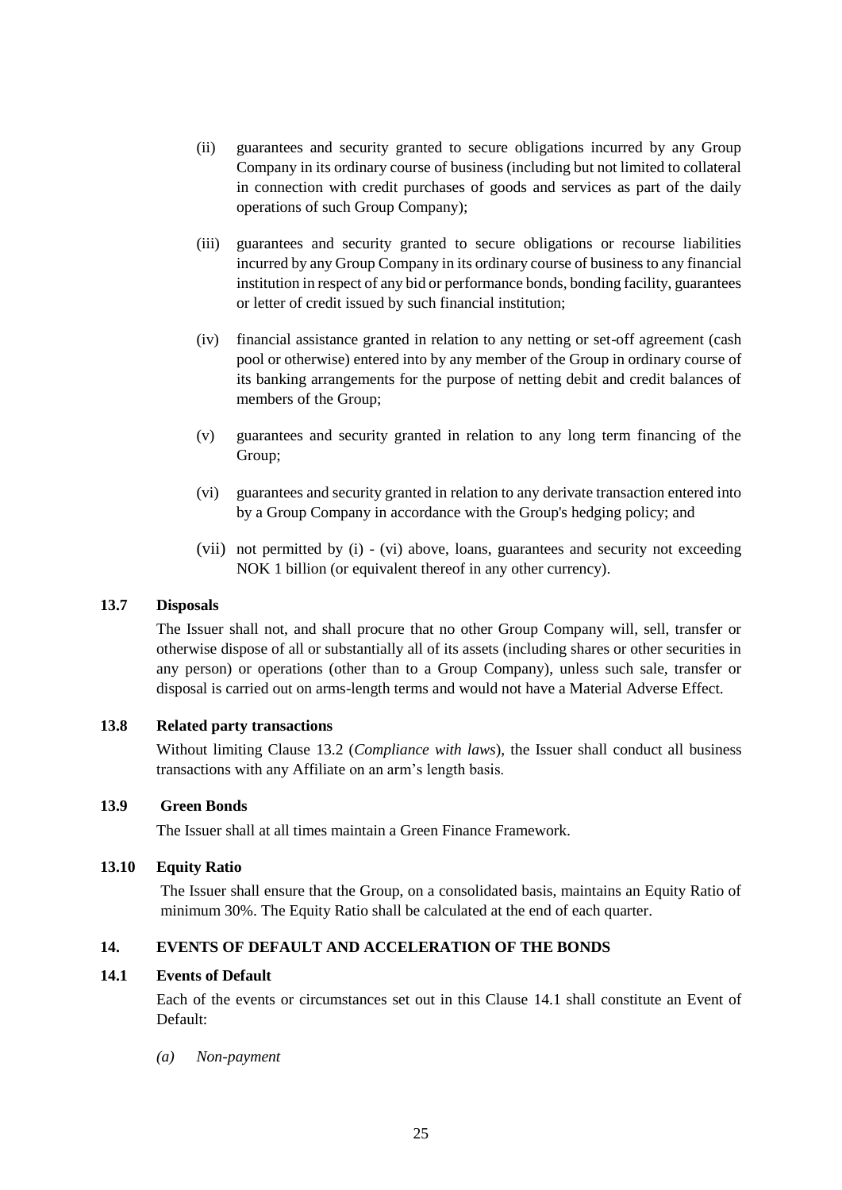(ii) guarantees and security granted to secure obligations incurred by any Group Company in its ordinary course of business (including but not limited to collateral in connection with credit purchases of goods and services as part of the daily operations of such Group Company);

(iii) guarantees and security granted to secure obligations or recourse liabilities incurred by any Group Company in its ordinary course of business to any financial institution in respect of any bid or performance bonds, bonding facility, guarantees or letter of credit issued by such financial institution;

(iv) financial assistance granted in relation to any netting or set-off agreement (cash pool or otherwise) entered into by any member of the Group in ordinary course of its banking arrangements for the purpose of netting debit and credit balances of members of the Group;

(v) guarantees and security granted in relation to any long term financing of the Group;

(vi) guarantees and security granted in relation to any derivate transaction entered into by a Group Company in accordance with the Group's hedging policy; and

(vii) not permitted by (i) - (vi) above, loans, guarantees and security not exceeding NOK 1 billion (or equivalent thereof in any other currency).

### 13.7 Disposals

The Issuer shall not, and shall procure that no other Group Company will, sell, transfer or otherwise dispose of all or substantially all of its assets (including shares or other securities in any person) or operations (other than to a Group Company), unless such sale, transfer or disposal is carried out on arms-length terms and would not have a Material Adverse Effect.

### 13.8 Related party transactions

Without limiting Clause 13.2 (*Compliance with laws*), the Issuer shall conduct all business transactions with any Affiliate on an arm's length basis.

### 13.9 Green Bonds

The Issuer shall at all times maintain a Green Finance Framework.

### 13.10 Equity Ratio

The Issuer shall ensure that the Group, on a consolidated basis, maintains an Equity Ratio of minimum 30%. The Equity Ratio shall be calculated at the end of each quarter.

## 14. EVENTS OF DEFAULT AND ACCELERATION OF THE BONDS

### 14.1 Events of Default

Each of the events or circumstances set out in this Clause 14.1 shall constitute an Event of Default:

*(a) Non-payment*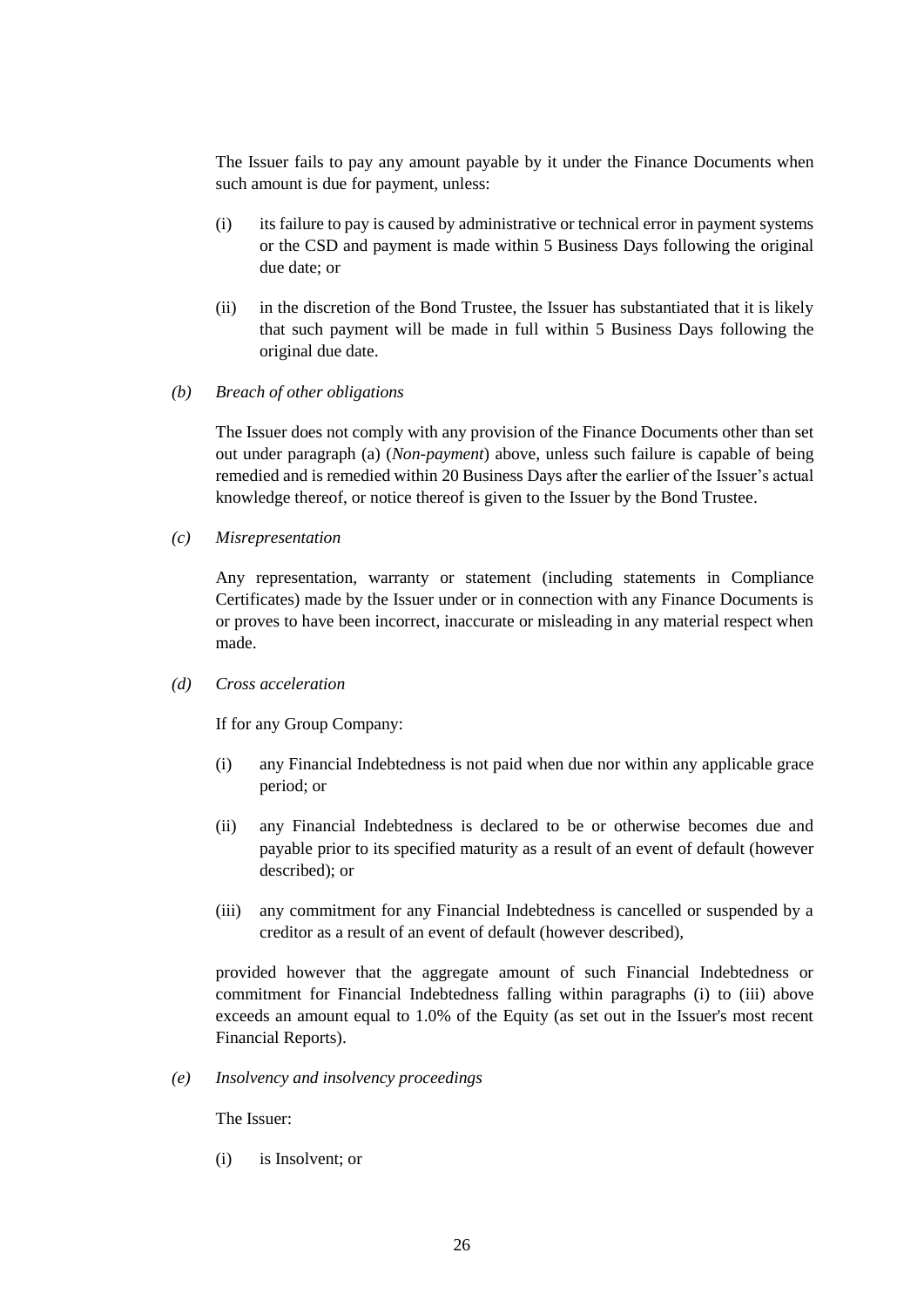The Issuer fails to pay any amount payable by it under the Finance Documents when such amount is due for payment, unless:

(i) its failure to pay is caused by administrative or technical error in payment systems or the CSD and payment is made within 5 Business Days following the original due date; or

(ii) in the discretion of the Bond Trustee, the Issuer has substantiated that it is likely that such payment will be made in full within 5 Business Days following the original due date.

*(b) Breach of other obligations*

The Issuer does not comply with any provision of the Finance Documents other than set out under paragraph (a) (*Non-payment*) above, unless such failure is capable of being remedied and is remedied within 20 Business Days after the earlier of the Issuer's actual knowledge thereof, or notice thereof is given to the Issuer by the Bond Trustee.

*(c) Misrepresentation*

Any representation, warranty or statement (including statements in Compliance Certificates) made by the Issuer under or in connection with any Finance Documents is or proves to have been incorrect, inaccurate or misleading in any material respect when made.

*(d) Cross acceleration*

If for any Group Company:

(i) any Financial Indebtedness is not paid when due nor within any applicable grace period; or

(ii) any Financial Indebtedness is declared to be or otherwise becomes due and payable prior to its specified maturity as a result of an event of default (however described); or

(iii) any commitment for any Financial Indebtedness is cancelled or suspended by a creditor as a result of an event of default (however described),

provided however that the aggregate amount of such Financial Indebtedness or commitment for Financial Indebtedness falling within paragraphs (i) to (iii) above exceeds an amount equal to 1.0% of the Equity (as set out in the Issuer's most recent Financial Reports).

*(e) Insolvency and insolvency proceedings*

The Issuer:

(i) is Insolvent; or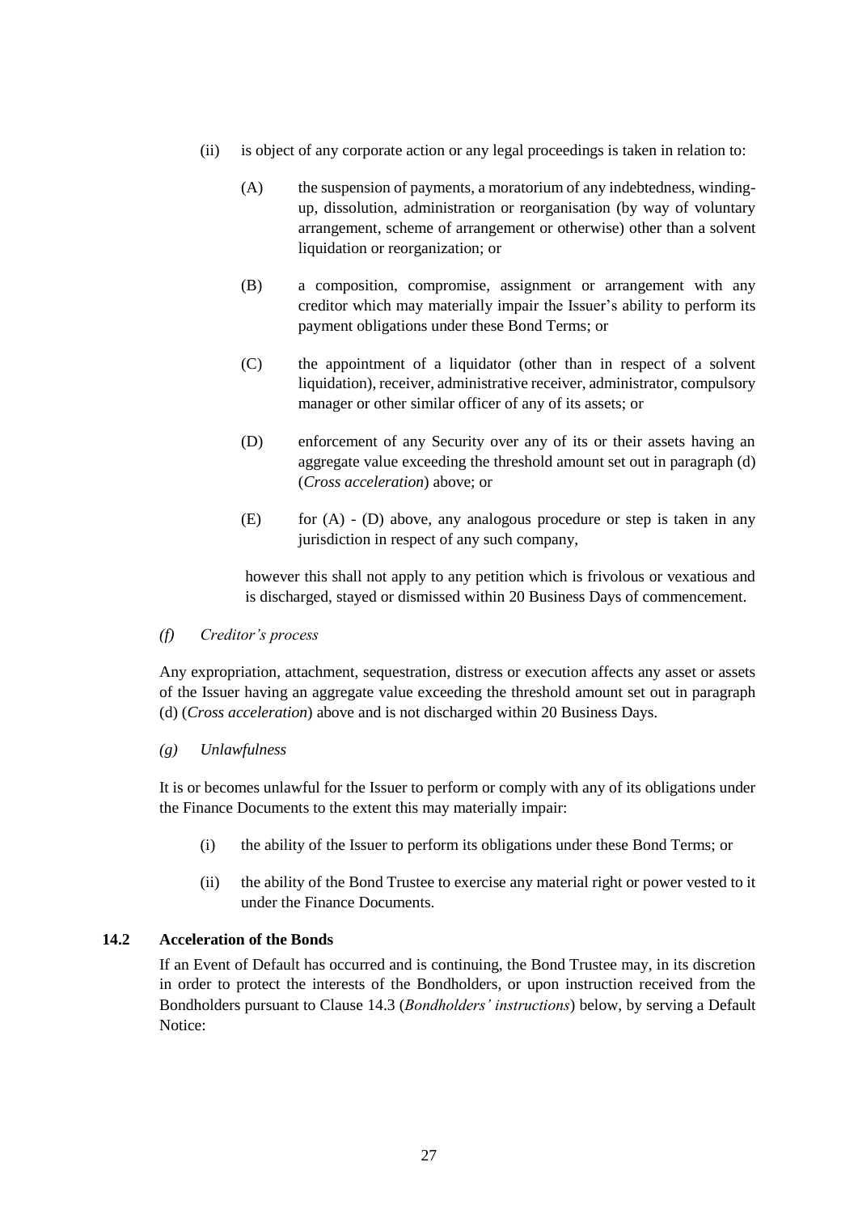(ii) is object of any corporate action or any legal proceedings is taken in relation to:

(A) the suspension of payments, a moratorium of any indebtedness, winding-up, dissolution, administration or reorganisation (by way of voluntary arrangement, scheme of arrangement or otherwise) other than a solvent liquidation or reorganization; or

(B) a composition, compromise, assignment or arrangement with any creditor which may materially impair the Issuer's ability to perform its payment obligations under these Bond Terms; or

(C) the appointment of a liquidator (other than in respect of a solvent liquidation), receiver, administrative receiver, administrator, compulsory manager or other similar officer of any of its assets; or

(D) enforcement of any Security over any of its or their assets having an aggregate value exceeding the threshold amount set out in paragraph (d) (*Cross acceleration*) above; or

(E) for (A) - (D) above, any analogous procedure or step is taken in any jurisdiction in respect of any such company,

however this shall not apply to any petition which is frivolous or vexatious and is discharged, stayed or dismissed within 20 Business Days of commencement.

*(f) Creditor's process*

Any expropriation, attachment, sequestration, distress or execution affects any asset or assets of the Issuer having an aggregate value exceeding the threshold amount set out in paragraph (d) (*Cross acceleration*) above and is not discharged within 20 Business Days.

*(g) Unlawfulness*

It is or becomes unlawful for the Issuer to perform or comply with any of its obligations under the Finance Documents to the extent this may materially impair:

(i) the ability of the Issuer to perform its obligations under these Bond Terms; or

(ii) the ability of the Bond Trustee to exercise any material right or power vested to it under the Finance Documents.

### 14.2 Acceleration of the Bonds

If an Event of Default has occurred and is continuing, the Bond Trustee may, in its discretion in order to protect the interests of the Bondholders, or upon instruction received from the Bondholders pursuant to Clause 14.3 (*Bondholders' instructions*) below, by serving a Default Notice: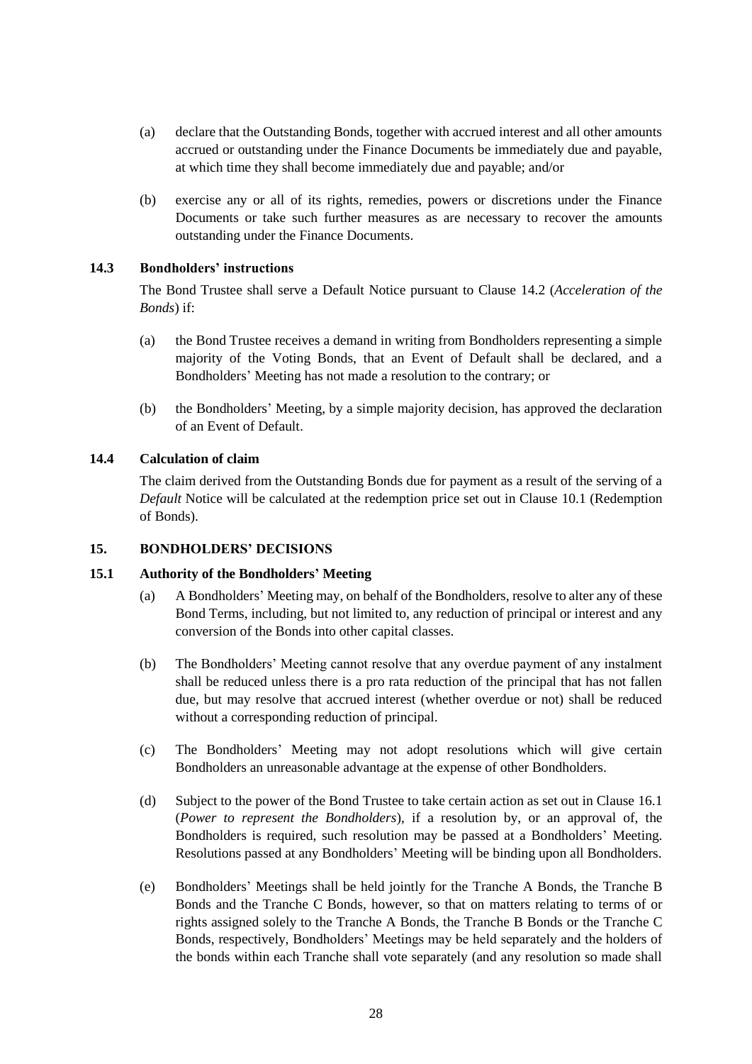(a) declare that the Outstanding Bonds, together with accrued interest and all other amounts accrued or outstanding under the Finance Documents be immediately due and payable, at which time they shall become immediately due and payable; and/or

(b) exercise any or all of its rights, remedies, powers or discretions under the Finance Documents or take such further measures as are necessary to recover the amounts outstanding under the Finance Documents.

### 14.3 Bondholders' instructions

The Bond Trustee shall serve a Default Notice pursuant to Clause 14.2 (*Acceleration of the Bonds*) if:

(a) the Bond Trustee receives a demand in writing from Bondholders representing a simple majority of the Voting Bonds, that an Event of Default shall be declared, and a Bondholders' Meeting has not made a resolution to the contrary; or

(b) the Bondholders' Meeting, by a simple majority decision, has approved the declaration of an Event of Default.

### 14.4 Calculation of claim

The claim derived from the Outstanding Bonds due for payment as a result of the serving of a *Default* Notice will be calculated at the redemption price set out in Clause 10.1 (Redemption of Bonds).

## 15. BONDHOLDERS' DECISIONS

### 15.1 Authority of the Bondholders' Meeting

(a) A Bondholders' Meeting may, on behalf of the Bondholders, resolve to alter any of these Bond Terms, including, but not limited to, any reduction of principal or interest and any conversion of the Bonds into other capital classes.

(b) The Bondholders' Meeting cannot resolve that any overdue payment of any instalment shall be reduced unless there is a pro rata reduction of the principal that has not fallen due, but may resolve that accrued interest (whether overdue or not) shall be reduced without a corresponding reduction of principal.

(c) The Bondholders' Meeting may not adopt resolutions which will give certain Bondholders an unreasonable advantage at the expense of other Bondholders.

(d) Subject to the power of the Bond Trustee to take certain action as set out in Clause 16.1 (*Power to represent the Bondholders*), if a resolution by, or an approval of, the Bondholders is required, such resolution may be passed at a Bondholders' Meeting. Resolutions passed at any Bondholders' Meeting will be binding upon all Bondholders.

(e) Bondholders' Meetings shall be held jointly for the Tranche A Bonds, the Tranche B Bonds and the Tranche C Bonds, however, so that on matters relating to terms of or rights assigned solely to the Tranche A Bonds, the Tranche B Bonds or the Tranche C Bonds, respectively, Bondholders' Meetings may be held separately and the holders of the bonds within each Tranche shall vote separately (and any resolution so made shall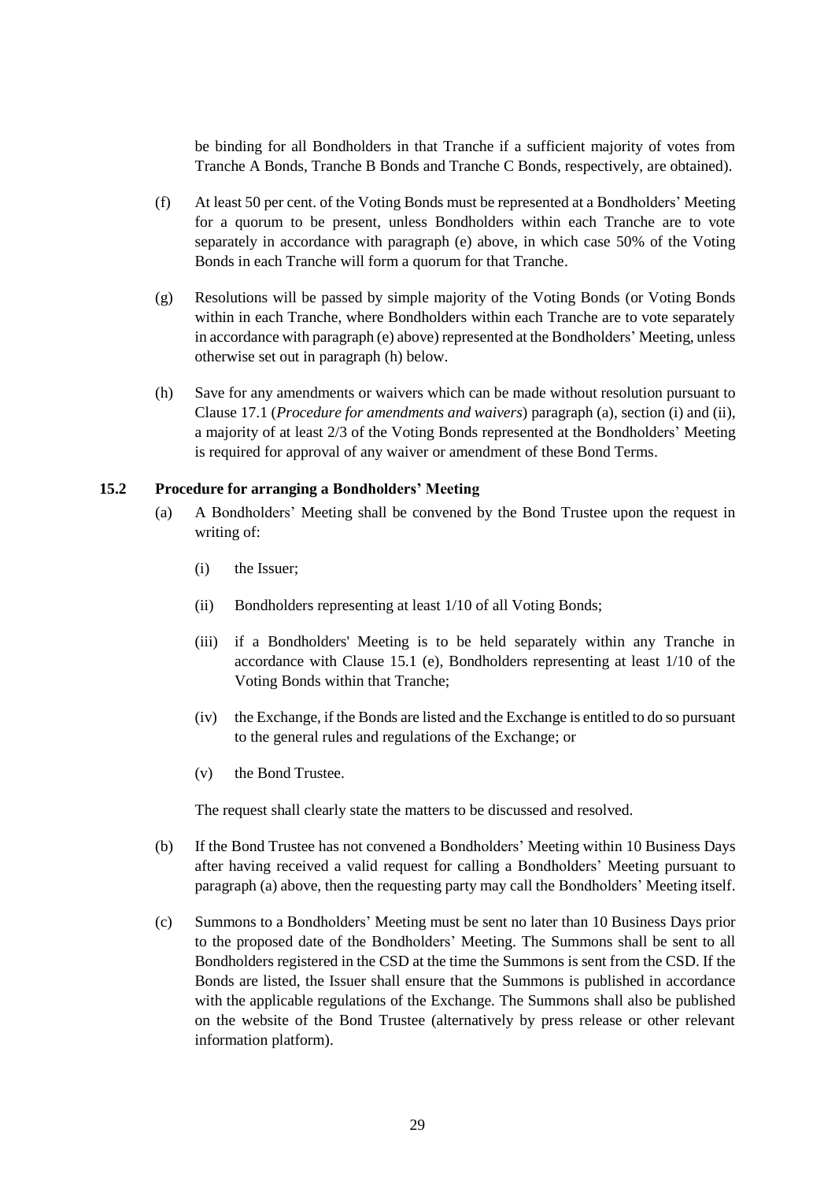be binding for all Bondholders in that Tranche if a sufficient majority of votes from Tranche A Bonds, Tranche B Bonds and Tranche C Bonds, respectively, are obtained).

(f) At least 50 per cent. of the Voting Bonds must be represented at a Bondholders' Meeting for a quorum to be present, unless Bondholders within each Tranche are to vote separately in accordance with paragraph (e) above, in which case 50% of the Voting Bonds in each Tranche will form a quorum for that Tranche.

(g) Resolutions will be passed by simple majority of the Voting Bonds (or Voting Bonds within in each Tranche, where Bondholders within each Tranche are to vote separately in accordance with paragraph (e) above) represented at the Bondholders' Meeting, unless otherwise set out in paragraph (h) below.

(h) Save for any amendments or waivers which can be made without resolution pursuant to Clause 17.1 (*Procedure for amendments and waivers*) paragraph (a), section (i) and (ii), a majority of at least 2/3 of the Voting Bonds represented at the Bondholders' Meeting is required for approval of any waiver or amendment of these Bond Terms.

### 15.2 Procedure for arranging a Bondholders' Meeting

(a) A Bondholders' Meeting shall be convened by the Bond Trustee upon the request in writing of:

   (i) the Issuer;

   (ii) Bondholders representing at least 1/10 of all Voting Bonds;

   (iii) if a Bondholders' Meeting is to be held separately within any Tranche in accordance with Clause 15.1 (e), Bondholders representing at least 1/10 of the Voting Bonds within that Tranche;

   (iv) the Exchange, if the Bonds are listed and the Exchange is entitled to do so pursuant to the general rules and regulations of the Exchange; or

   (v) the Bond Trustee.

   The request shall clearly state the matters to be discussed and resolved.

(b) If the Bond Trustee has not convened a Bondholders' Meeting within 10 Business Days after having received a valid request for calling a Bondholders' Meeting pursuant to paragraph (a) above, then the requesting party may call the Bondholders' Meeting itself.

(c) Summons to a Bondholders' Meeting must be sent no later than 10 Business Days prior to the proposed date of the Bondholders' Meeting. The Summons shall be sent to all Bondholders registered in the CSD at the time the Summons is sent from the CSD. If the Bonds are listed, the Issuer shall ensure that the Summons is published in accordance with the applicable regulations of the Exchange. The Summons shall also be published on the website of the Bond Trustee (alternatively by press release or other relevant information platform).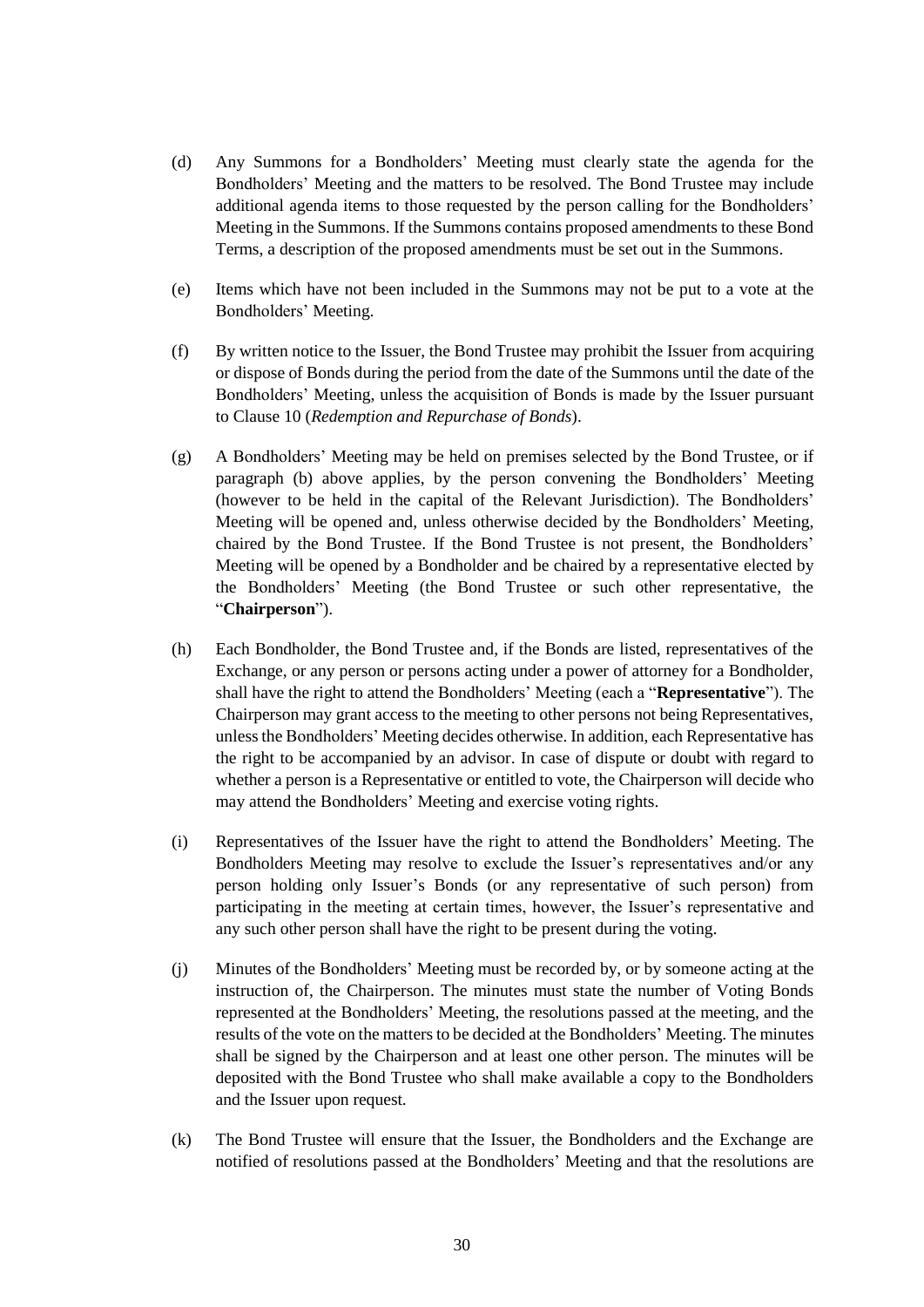(d) Any Summons for a Bondholders' Meeting must clearly state the agenda for the Bondholders' Meeting and the matters to be resolved. The Bond Trustee may include additional agenda items to those requested by the person calling for the Bondholders' Meeting in the Summons. If the Summons contains proposed amendments to these Bond Terms, a description of the proposed amendments must be set out in the Summons.

(e) Items which have not been included in the Summons may not be put to a vote at the Bondholders' Meeting.

(f) By written notice to the Issuer, the Bond Trustee may prohibit the Issuer from acquiring or dispose of Bonds during the period from the date of the Summons until the date of the Bondholders' Meeting, unless the acquisition of Bonds is made by the Issuer pursuant to Clause 10 (*Redemption and Repurchase of Bonds*).

(g) A Bondholders' Meeting may be held on premises selected by the Bond Trustee, or if paragraph (b) above applies, by the person convening the Bondholders' Meeting (however to be held in the capital of the Relevant Jurisdiction). The Bondholders' Meeting will be opened and, unless otherwise decided by the Bondholders' Meeting, chaired by the Bond Trustee. If the Bond Trustee is not present, the Bondholders' Meeting will be opened by a Bondholder and be chaired by a representative elected by the Bondholders' Meeting (the Bond Trustee or such other representative, the "**Chairperson**").

(h) Each Bondholder, the Bond Trustee and, if the Bonds are listed, representatives of the Exchange, or any person or persons acting under a power of attorney for a Bondholder, shall have the right to attend the Bondholders' Meeting (each a "**Representative**"). The Chairperson may grant access to the meeting to other persons not being Representatives, unless the Bondholders' Meeting decides otherwise. In addition, each Representative has the right to be accompanied by an advisor. In case of dispute or doubt with regard to whether a person is a Representative or entitled to vote, the Chairperson will decide who may attend the Bondholders' Meeting and exercise voting rights.

(i) Representatives of the Issuer have the right to attend the Bondholders' Meeting. The Bondholders Meeting may resolve to exclude the Issuer's representatives and/or any person holding only Issuer's Bonds (or any representative of such person) from participating in the meeting at certain times, however, the Issuer's representative and any such other person shall have the right to be present during the voting.

(j) Minutes of the Bondholders' Meeting must be recorded by, or by someone acting at the instruction of, the Chairperson. The minutes must state the number of Voting Bonds represented at the Bondholders' Meeting, the resolutions passed at the meeting, and the results of the vote on the matters to be decided at the Bondholders' Meeting. The minutes shall be signed by the Chairperson and at least one other person. The minutes will be deposited with the Bond Trustee who shall make available a copy to the Bondholders and the Issuer upon request.

(k) The Bond Trustee will ensure that the Issuer, the Bondholders and the Exchange are notified of resolutions passed at the Bondholders' Meeting and that the resolutions are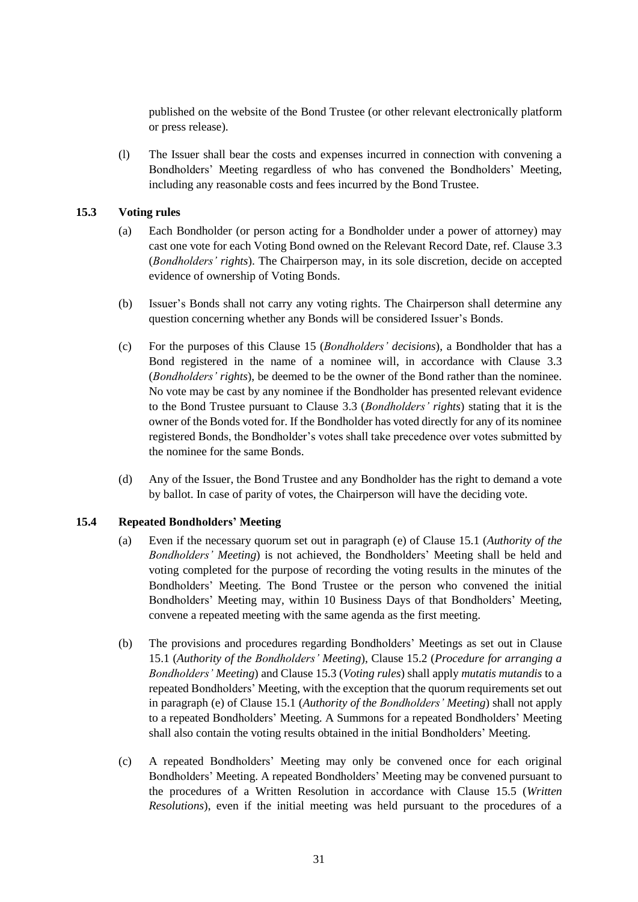published on the website of the Bond Trustee (or other relevant electronically platform or press release).

(l) The Issuer shall bear the costs and expenses incurred in connection with convening a Bondholders' Meeting regardless of who has convened the Bondholders' Meeting, including any reasonable costs and fees incurred by the Bond Trustee.

### 15.3 Voting rules

(a) Each Bondholder (or person acting for a Bondholder under a power of attorney) may cast one vote for each Voting Bond owned on the Relevant Record Date, ref. Clause 3.3 (*Bondholders' rights*). The Chairperson may, in its sole discretion, decide on accepted evidence of ownership of Voting Bonds.

(b) Issuer's Bonds shall not carry any voting rights. The Chairperson shall determine any question concerning whether any Bonds will be considered Issuer's Bonds.

(c) For the purposes of this Clause 15 (*Bondholders' decisions*), a Bondholder that has a Bond registered in the name of a nominee will, in accordance with Clause 3.3 (*Bondholders' rights*), be deemed to be the owner of the Bond rather than the nominee. No vote may be cast by any nominee if the Bondholder has presented relevant evidence to the Bond Trustee pursuant to Clause 3.3 (*Bondholders' rights*) stating that it is the owner of the Bonds voted for. If the Bondholder has voted directly for any of its nominee registered Bonds, the Bondholder's votes shall take precedence over votes submitted by the nominee for the same Bonds.

(d) Any of the Issuer, the Bond Trustee and any Bondholder has the right to demand a vote by ballot. In case of parity of votes, the Chairperson will have the deciding vote.

### 15.4 Repeated Bondholders' Meeting

(a) Even if the necessary quorum set out in paragraph (e) of Clause 15.1 (*Authority of the Bondholders' Meeting*) is not achieved, the Bondholders' Meeting shall be held and voting completed for the purpose of recording the voting results in the minutes of the Bondholders' Meeting. The Bond Trustee or the person who convened the initial Bondholders' Meeting may, within 10 Business Days of that Bondholders' Meeting, convene a repeated meeting with the same agenda as the first meeting.

(b) The provisions and procedures regarding Bondholders' Meetings as set out in Clause 15.1 (*Authority of the Bondholders' Meeting*), Clause 15.2 (*Procedure for arranging a Bondholders' Meeting*) and Clause 15.3 (*Voting rules*) shall apply *mutatis mutandis* to a repeated Bondholders' Meeting, with the exception that the quorum requirements set out in paragraph (e) of Clause 15.1 (*Authority of the Bondholders' Meeting*) shall not apply to a repeated Bondholders' Meeting. A Summons for a repeated Bondholders' Meeting shall also contain the voting results obtained in the initial Bondholders' Meeting.

(c) A repeated Bondholders' Meeting may only be convened once for each original Bondholders' Meeting. A repeated Bondholders' Meeting may be convened pursuant to the procedures of a Written Resolution in accordance with Clause 15.5 (*Written Resolutions*), even if the initial meeting was held pursuant to the procedures of a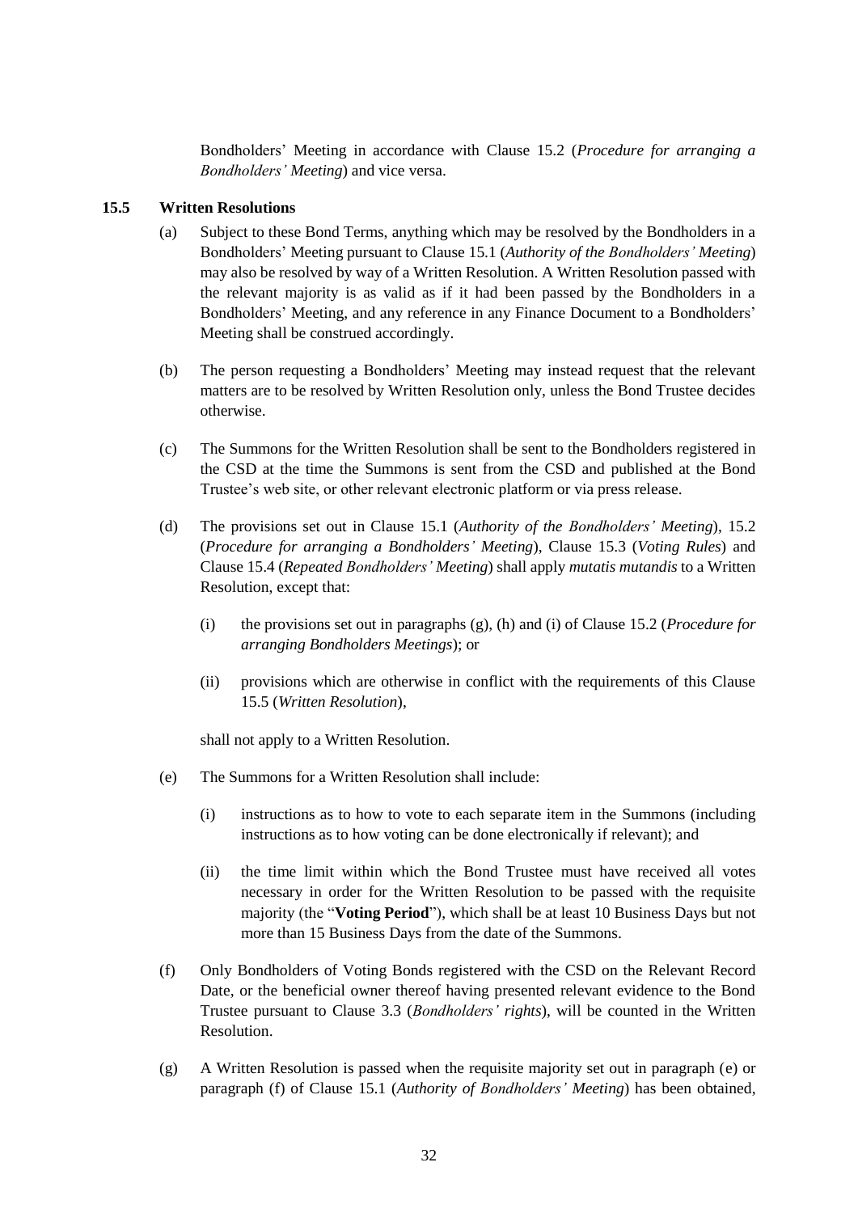Bondholders' Meeting in accordance with Clause 15.2 (*Procedure for arranging a Bondholders' Meeting*) and vice versa.

### 15.5 Written Resolutions

(a) Subject to these Bond Terms, anything which may be resolved by the Bondholders in a Bondholders' Meeting pursuant to Clause 15.1 (*Authority of the Bondholders' Meeting*) may also be resolved by way of a Written Resolution. A Written Resolution passed with the relevant majority is as valid as if it had been passed by the Bondholders in a Bondholders' Meeting, and any reference in any Finance Document to a Bondholders' Meeting shall be construed accordingly.

(b) The person requesting a Bondholders' Meeting may instead request that the relevant matters are to be resolved by Written Resolution only, unless the Bond Trustee decides otherwise.

(c) The Summons for the Written Resolution shall be sent to the Bondholders registered in the CSD at the time the Summons is sent from the CSD and published at the Bond Trustee's web site, or other relevant electronic platform or via press release.

(d) The provisions set out in Clause 15.1 (*Authority of the Bondholders' Meeting*), 15.2 (*Procedure for arranging a Bondholders' Meeting*), Clause 15.3 (*Voting Rules*) and Clause 15.4 (*Repeated Bondholders' Meeting*) shall apply *mutatis mutandis* to a Written Resolution, except that:

   (i) the provisions set out in paragraphs (g), (h) and (i) of Clause 15.2 (*Procedure for arranging Bondholders Meetings*); or

   (ii) provisions which are otherwise in conflict with the requirements of this Clause 15.5 (*Written Resolution*),

   shall not apply to a Written Resolution.

(e) The Summons for a Written Resolution shall include:

   (i) instructions as to how to vote to each separate item in the Summons (including instructions as to how voting can be done electronically if relevant); and

   (ii) the time limit within which the Bond Trustee must have received all votes necessary in order for the Written Resolution to be passed with the requisite majority (the "**Voting Period**"), which shall be at least 10 Business Days but not more than 15 Business Days from the date of the Summons.

(f) Only Bondholders of Voting Bonds registered with the CSD on the Relevant Record Date, or the beneficial owner thereof having presented relevant evidence to the Bond Trustee pursuant to Clause 3.3 (*Bondholders' rights*), will be counted in the Written Resolution.

(g) A Written Resolution is passed when the requisite majority set out in paragraph (e) or paragraph (f) of Clause 15.1 (*Authority of Bondholders' Meeting*) has been obtained,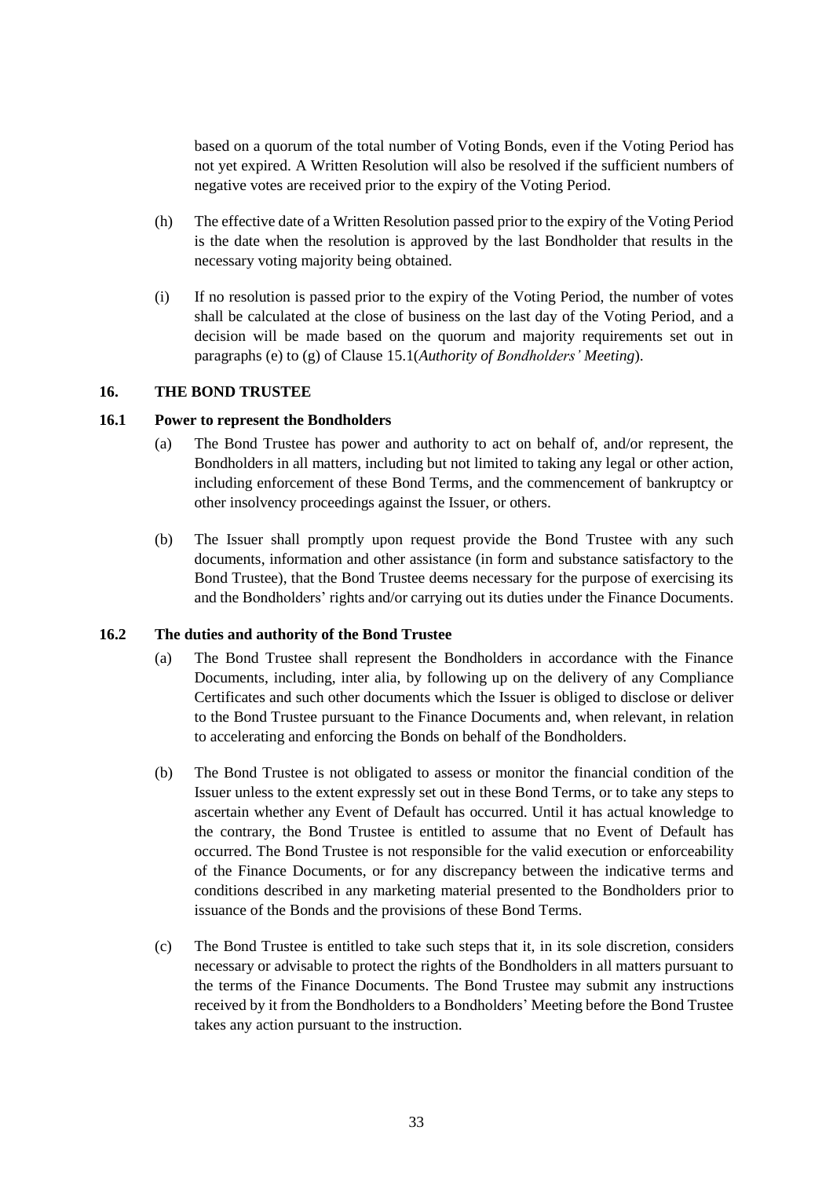based on a quorum of the total number of Voting Bonds, even if the Voting Period has not yet expired. A Written Resolution will also be resolved if the sufficient numbers of negative votes are received prior to the expiry of the Voting Period.

(h) The effective date of a Written Resolution passed prior to the expiry of the Voting Period is the date when the resolution is approved by the last Bondholder that results in the necessary voting majority being obtained.

(i) If no resolution is passed prior to the expiry of the Voting Period, the number of votes shall be calculated at the close of business on the last day of the Voting Period, and a decision will be made based on the quorum and majority requirements set out in paragraphs (e) to (g) of Clause 15.1(*Authority of Bondholders' Meeting*).

## 16. THE BOND TRUSTEE

### 16.1 Power to represent the Bondholders

(a) The Bond Trustee has power and authority to act on behalf of, and/or represent, the Bondholders in all matters, including but not limited to taking any legal or other action, including enforcement of these Bond Terms, and the commencement of bankruptcy or other insolvency proceedings against the Issuer, or others.

(b) The Issuer shall promptly upon request provide the Bond Trustee with any such documents, information and other assistance (in form and substance satisfactory to the Bond Trustee), that the Bond Trustee deems necessary for the purpose of exercising its and the Bondholders' rights and/or carrying out its duties under the Finance Documents.

### 16.2 The duties and authority of the Bond Trustee

(a) The Bond Trustee shall represent the Bondholders in accordance with the Finance Documents, including, inter alia, by following up on the delivery of any Compliance Certificates and such other documents which the Issuer is obliged to disclose or deliver to the Bond Trustee pursuant to the Finance Documents and, when relevant, in relation to accelerating and enforcing the Bonds on behalf of the Bondholders.

(b) The Bond Trustee is not obligated to assess or monitor the financial condition of the Issuer unless to the extent expressly set out in these Bond Terms, or to take any steps to ascertain whether any Event of Default has occurred. Until it has actual knowledge to the contrary, the Bond Trustee is entitled to assume that no Event of Default has occurred. The Bond Trustee is not responsible for the valid execution or enforceability of the Finance Documents, or for any discrepancy between the indicative terms and conditions described in any marketing material presented to the Bondholders prior to issuance of the Bonds and the provisions of these Bond Terms.

(c) The Bond Trustee is entitled to take such steps that it, in its sole discretion, considers necessary or advisable to protect the rights of the Bondholders in all matters pursuant to the terms of the Finance Documents. The Bond Trustee may submit any instructions received by it from the Bondholders to a Bondholders' Meeting before the Bond Trustee takes any action pursuant to the instruction.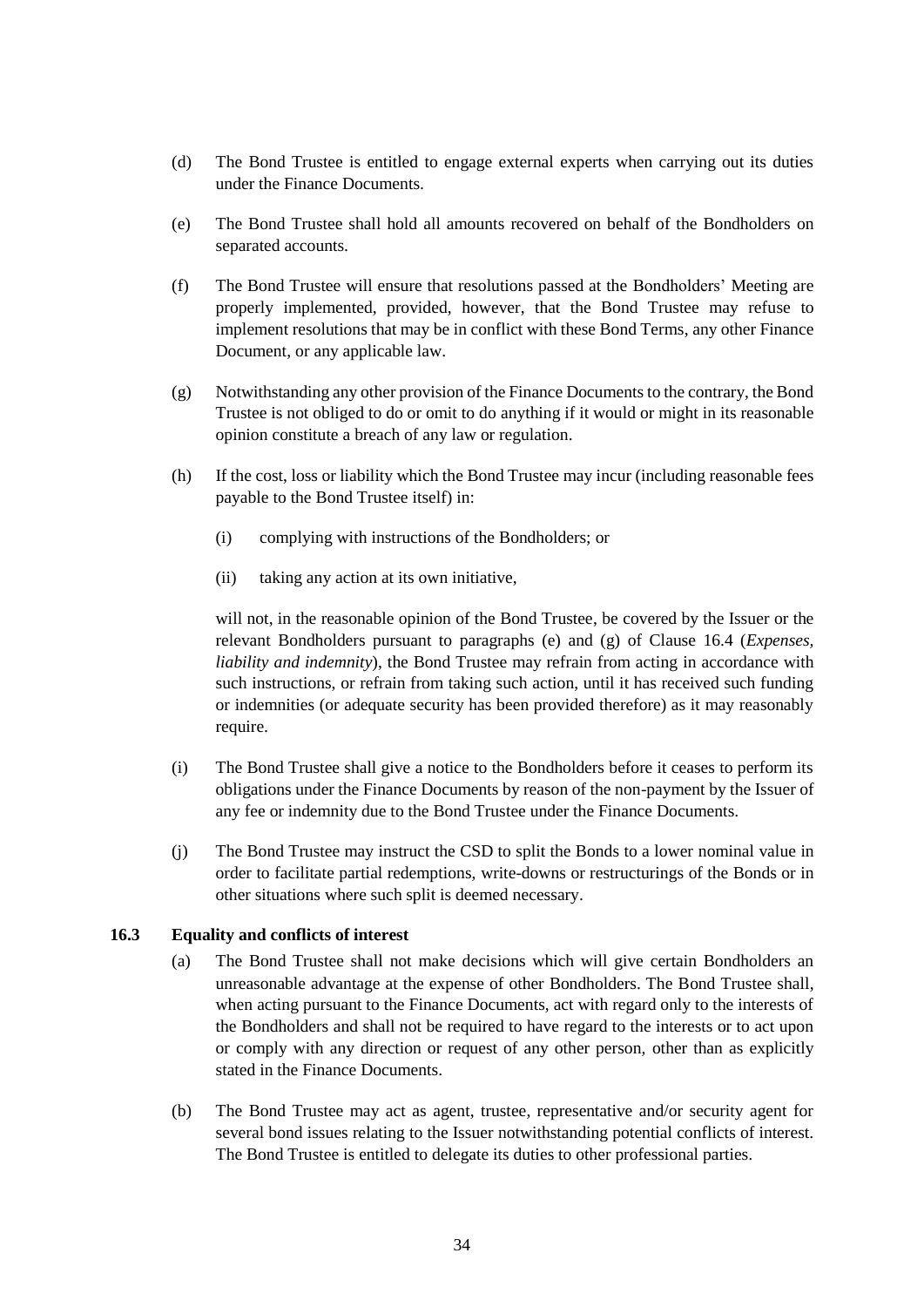(d) The Bond Trustee is entitled to engage external experts when carrying out its duties under the Finance Documents.

(e) The Bond Trustee shall hold all amounts recovered on behalf of the Bondholders on separated accounts.

(f) The Bond Trustee will ensure that resolutions passed at the Bondholders' Meeting are properly implemented, provided, however, that the Bond Trustee may refuse to implement resolutions that may be in conflict with these Bond Terms, any other Finance Document, or any applicable law.

(g) Notwithstanding any other provision of the Finance Documents to the contrary, the Bond Trustee is not obliged to do or omit to do anything if it would or might in its reasonable opinion constitute a breach of any law or regulation.

(h) If the cost, loss or liability which the Bond Trustee may incur (including reasonable fees payable to the Bond Trustee itself) in:

   (i) complying with instructions of the Bondholders; or

   (ii) taking any action at its own initiative,

   will not, in the reasonable opinion of the Bond Trustee, be covered by the Issuer or the relevant Bondholders pursuant to paragraphs (e) and (g) of Clause 16.4 (*Expenses, liability and indemnity*), the Bond Trustee may refrain from acting in accordance with such instructions, or refrain from taking such action, until it has received such funding or indemnities (or adequate security has been provided therefore) as it may reasonably require.

(i) The Bond Trustee shall give a notice to the Bondholders before it ceases to perform its obligations under the Finance Documents by reason of the non-payment by the Issuer of any fee or indemnity due to the Bond Trustee under the Finance Documents.

(j) The Bond Trustee may instruct the CSD to split the Bonds to a lower nominal value in order to facilitate partial redemptions, write-downs or restructurings of the Bonds or in other situations where such split is deemed necessary.

### 16.3 Equality and conflicts of interest

(a) The Bond Trustee shall not make decisions which will give certain Bondholders an unreasonable advantage at the expense of other Bondholders. The Bond Trustee shall, when acting pursuant to the Finance Documents, act with regard only to the interests of the Bondholders and shall not be required to have regard to the interests or to act upon or comply with any direction or request of any other person, other than as explicitly stated in the Finance Documents.

(b) The Bond Trustee may act as agent, trustee, representative and/or security agent for several bond issues relating to the Issuer notwithstanding potential conflicts of interest. The Bond Trustee is entitled to delegate its duties to other professional parties.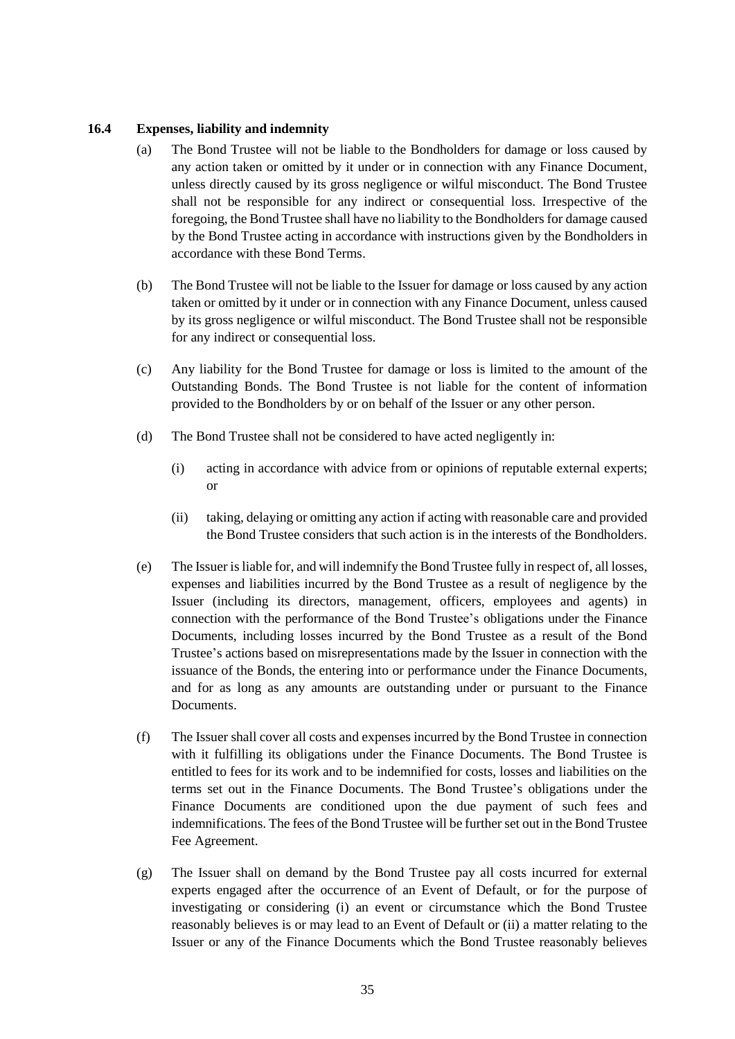### 16.4 Expenses, liability and indemnity

(a) The Bond Trustee will not be liable to the Bondholders for damage or loss caused by any action taken or omitted by it under or in connection with any Finance Document, unless directly caused by its gross negligence or wilful misconduct. The Bond Trustee shall not be responsible for any indirect or consequential loss. Irrespective of the foregoing, the Bond Trustee shall have no liability to the Bondholders for damage caused by the Bond Trustee acting in accordance with instructions given by the Bondholders in accordance with these Bond Terms.

(b) The Bond Trustee will not be liable to the Issuer for damage or loss caused by any action taken or omitted by it under or in connection with any Finance Document, unless caused by its gross negligence or wilful misconduct. The Bond Trustee shall not be responsible for any indirect or consequential loss.

(c) Any liability for the Bond Trustee for damage or loss is limited to the amount of the Outstanding Bonds. The Bond Trustee is not liable for the content of information provided to the Bondholders by or on behalf of the Issuer or any other person.

(d) The Bond Trustee shall not be considered to have acted negligently in:

(i) acting in accordance with advice from or opinions of reputable external experts; or

(ii) taking, delaying or omitting any action if acting with reasonable care and provided the Bond Trustee considers that such action is in the interests of the Bondholders.

(e) The Issuer is liable for, and will indemnify the Bond Trustee fully in respect of, all losses, expenses and liabilities incurred by the Bond Trustee as a result of negligence by the Issuer (including its directors, management, officers, employees and agents) in connection with the performance of the Bond Trustee's obligations under the Finance Documents, including losses incurred by the Bond Trustee as a result of the Bond Trustee's actions based on misrepresentations made by the Issuer in connection with the issuance of the Bonds, the entering into or performance under the Finance Documents, and for as long as any amounts are outstanding under or pursuant to the Finance Documents.

(f) The Issuer shall cover all costs and expenses incurred by the Bond Trustee in connection with it fulfilling its obligations under the Finance Documents. The Bond Trustee is entitled to fees for its work and to be indemnified for costs, losses and liabilities on the terms set out in the Finance Documents. The Bond Trustee's obligations under the Finance Documents are conditioned upon the due payment of such fees and indemnifications. The fees of the Bond Trustee will be further set out in the Bond Trustee Fee Agreement.

(g) The Issuer shall on demand by the Bond Trustee pay all costs incurred for external experts engaged after the occurrence of an Event of Default, or for the purpose of investigating or considering (i) an event or circumstance which the Bond Trustee reasonably believes is or may lead to an Event of Default or (ii) a matter relating to the Issuer or any of the Finance Documents which the Bond Trustee reasonably believes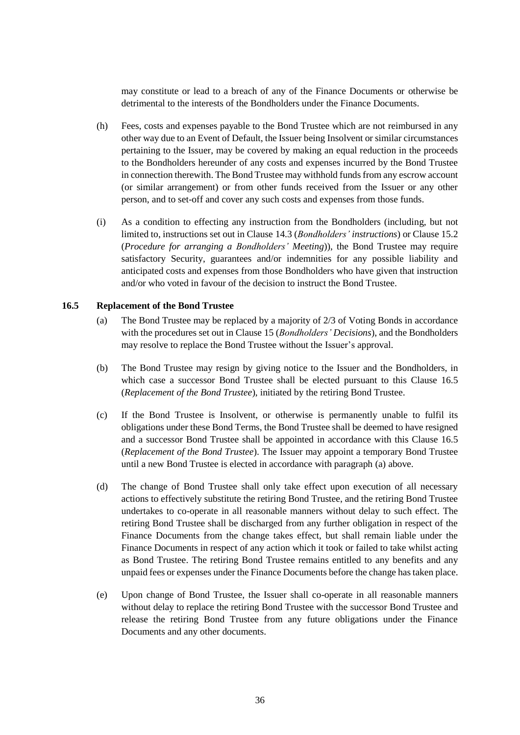may constitute or lead to a breach of any of the Finance Documents or otherwise be detrimental to the interests of the Bondholders under the Finance Documents.

(h) Fees, costs and expenses payable to the Bond Trustee which are not reimbursed in any other way due to an Event of Default, the Issuer being Insolvent or similar circumstances pertaining to the Issuer, may be covered by making an equal reduction in the proceeds to the Bondholders hereunder of any costs and expenses incurred by the Bond Trustee in connection therewith. The Bond Trustee may withhold funds from any escrow account (or similar arrangement) or from other funds received from the Issuer or any other person, and to set-off and cover any such costs and expenses from those funds.

(i) As a condition to effecting any instruction from the Bondholders (including, but not limited to, instructions set out in Clause 14.3 (*Bondholders' instructions*) or Clause 15.2 (*Procedure for arranging a Bondholders' Meeting*)), the Bond Trustee may require satisfactory Security, guarantees and/or indemnities for any possible liability and anticipated costs and expenses from those Bondholders who have given that instruction and/or who voted in favour of the decision to instruct the Bond Trustee.

### 16.5 Replacement of the Bond Trustee

(a) The Bond Trustee may be replaced by a majority of 2/3 of Voting Bonds in accordance with the procedures set out in Clause 15 (*Bondholders' Decisions*), and the Bondholders may resolve to replace the Bond Trustee without the Issuer's approval.

(b) The Bond Trustee may resign by giving notice to the Issuer and the Bondholders, in which case a successor Bond Trustee shall be elected pursuant to this Clause 16.5 (*Replacement of the Bond Trustee*), initiated by the retiring Bond Trustee.

(c) If the Bond Trustee is Insolvent, or otherwise is permanently unable to fulfil its obligations under these Bond Terms, the Bond Trustee shall be deemed to have resigned and a successor Bond Trustee shall be appointed in accordance with this Clause 16.5 (*Replacement of the Bond Trustee*). The Issuer may appoint a temporary Bond Trustee until a new Bond Trustee is elected in accordance with paragraph (a) above.

(d) The change of Bond Trustee shall only take effect upon execution of all necessary actions to effectively substitute the retiring Bond Trustee, and the retiring Bond Trustee undertakes to co-operate in all reasonable manners without delay to such effect. The retiring Bond Trustee shall be discharged from any further obligation in respect of the Finance Documents from the change takes effect, but shall remain liable under the Finance Documents in respect of any action which it took or failed to take whilst acting as Bond Trustee. The retiring Bond Trustee remains entitled to any benefits and any unpaid fees or expenses under the Finance Documents before the change has taken place.

(e) Upon change of Bond Trustee, the Issuer shall co-operate in all reasonable manners without delay to replace the retiring Bond Trustee with the successor Bond Trustee and release the retiring Bond Trustee from any future obligations under the Finance Documents and any other documents.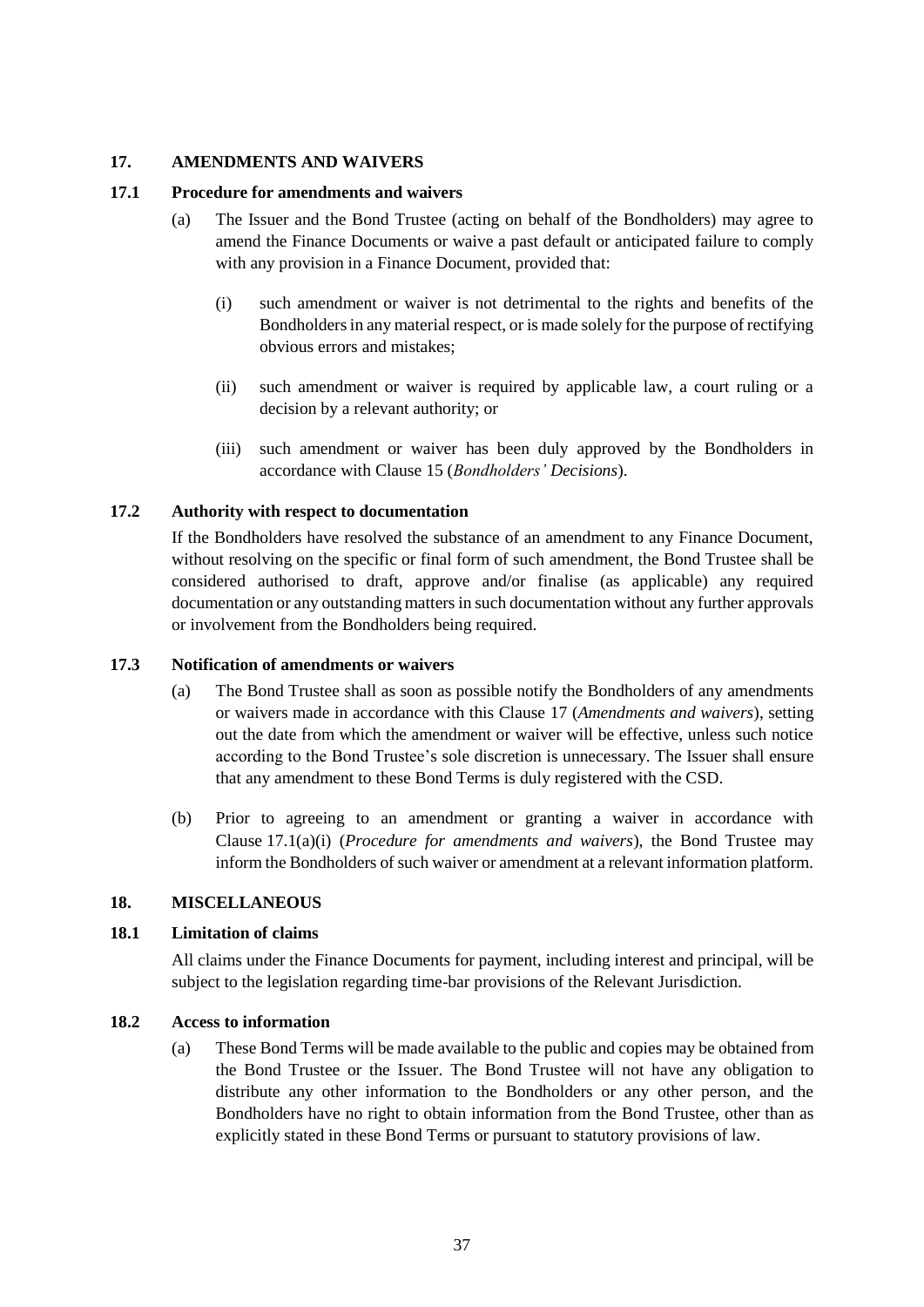## 17. AMENDMENTS AND WAIVERS

### 17.1 Procedure for amendments and waivers

(a) The Issuer and the Bond Trustee (acting on behalf of the Bondholders) may agree to amend the Finance Documents or waive a past default or anticipated failure to comply with any provision in a Finance Document, provided that:

(i) such amendment or waiver is not detrimental to the rights and benefits of the Bondholders in any material respect, or is made solely for the purpose of rectifying obvious errors and mistakes;

(ii) such amendment or waiver is required by applicable law, a court ruling or a decision by a relevant authority; or

(iii) such amendment or waiver has been duly approved by the Bondholders in accordance with Clause 15 (*Bondholders' Decisions*).

### 17.2 Authority with respect to documentation

If the Bondholders have resolved the substance of an amendment to any Finance Document, without resolving on the specific or final form of such amendment, the Bond Trustee shall be considered authorised to draft, approve and/or finalise (as applicable) any required documentation or any outstanding matters in such documentation without any further approvals or involvement from the Bondholders being required.

### 17.3 Notification of amendments or waivers

(a) The Bond Trustee shall as soon as possible notify the Bondholders of any amendments or waivers made in accordance with this Clause 17 (*Amendments and waivers*), setting out the date from which the amendment or waiver will be effective, unless such notice according to the Bond Trustee's sole discretion is unnecessary. The Issuer shall ensure that any amendment to these Bond Terms is duly registered with the CSD.

(b) Prior to agreeing to an amendment or granting a waiver in accordance with Clause 17.1(a)(i) (*Procedure for amendments and waivers*), the Bond Trustee may inform the Bondholders of such waiver or amendment at a relevant information platform.

## 18. MISCELLANEOUS

### 18.1 Limitation of claims

All claims under the Finance Documents for payment, including interest and principal, will be subject to the legislation regarding time-bar provisions of the Relevant Jurisdiction.

### 18.2 Access to information

(a) These Bond Terms will be made available to the public and copies may be obtained from the Bond Trustee or the Issuer. The Bond Trustee will not have any obligation to distribute any other information to the Bondholders or any other person, and the Bondholders have no right to obtain information from the Bond Trustee, other than as explicitly stated in these Bond Terms or pursuant to statutory provisions of law.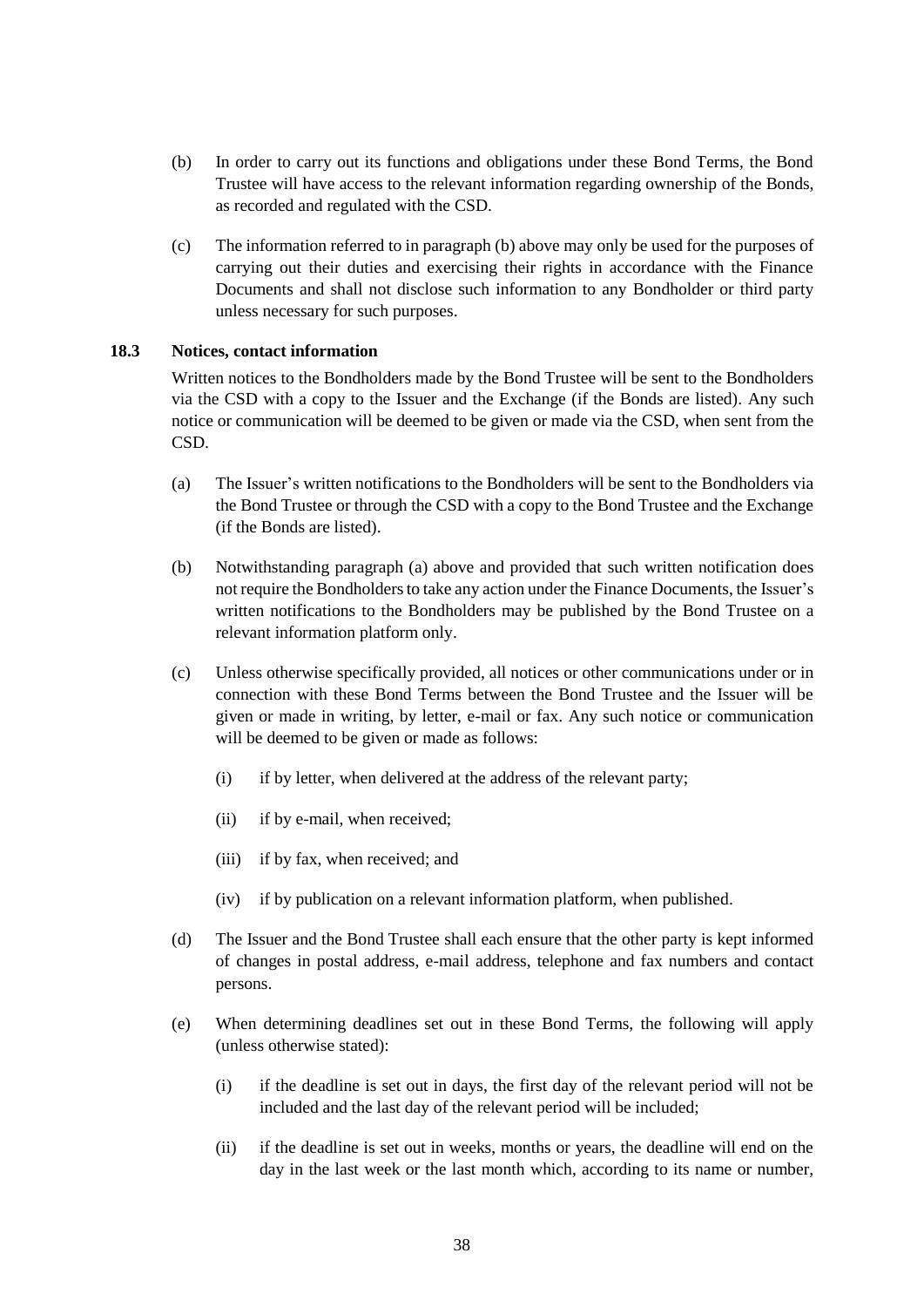(b) In order to carry out its functions and obligations under these Bond Terms, the Bond Trustee will have access to the relevant information regarding ownership of the Bonds, as recorded and regulated with the CSD.

(c) The information referred to in paragraph (b) above may only be used for the purposes of carrying out their duties and exercising their rights in accordance with the Finance Documents and shall not disclose such information to any Bondholder or third party unless necessary for such purposes.

### 18.3 Notices, contact information

Written notices to the Bondholders made by the Bond Trustee will be sent to the Bondholders via the CSD with a copy to the Issuer and the Exchange (if the Bonds are listed). Any such notice or communication will be deemed to be given or made via the CSD, when sent from the CSD.

(a) The Issuer's written notifications to the Bondholders will be sent to the Bondholders via the Bond Trustee or through the CSD with a copy to the Bond Trustee and the Exchange (if the Bonds are listed).

(b) Notwithstanding paragraph (a) above and provided that such written notification does not require the Bondholders to take any action under the Finance Documents, the Issuer's written notifications to the Bondholders may be published by the Bond Trustee on a relevant information platform only.

(c) Unless otherwise specifically provided, all notices or other communications under or in connection with these Bond Terms between the Bond Trustee and the Issuer will be given or made in writing, by letter, e-mail or fax. Any such notice or communication will be deemed to be given or made as follows:

   (i) if by letter, when delivered at the address of the relevant party;

   (ii) if by e-mail, when received;

   (iii) if by fax, when received; and

   (iv) if by publication on a relevant information platform, when published.

(d) The Issuer and the Bond Trustee shall each ensure that the other party is kept informed of changes in postal address, e-mail address, telephone and fax numbers and contact persons.

(e) When determining deadlines set out in these Bond Terms, the following will apply (unless otherwise stated):

   (i) if the deadline is set out in days, the first day of the relevant period will not be included and the last day of the relevant period will be included;

   (ii) if the deadline is set out in weeks, months or years, the deadline will end on the day in the last week or the last month which, according to its name or number,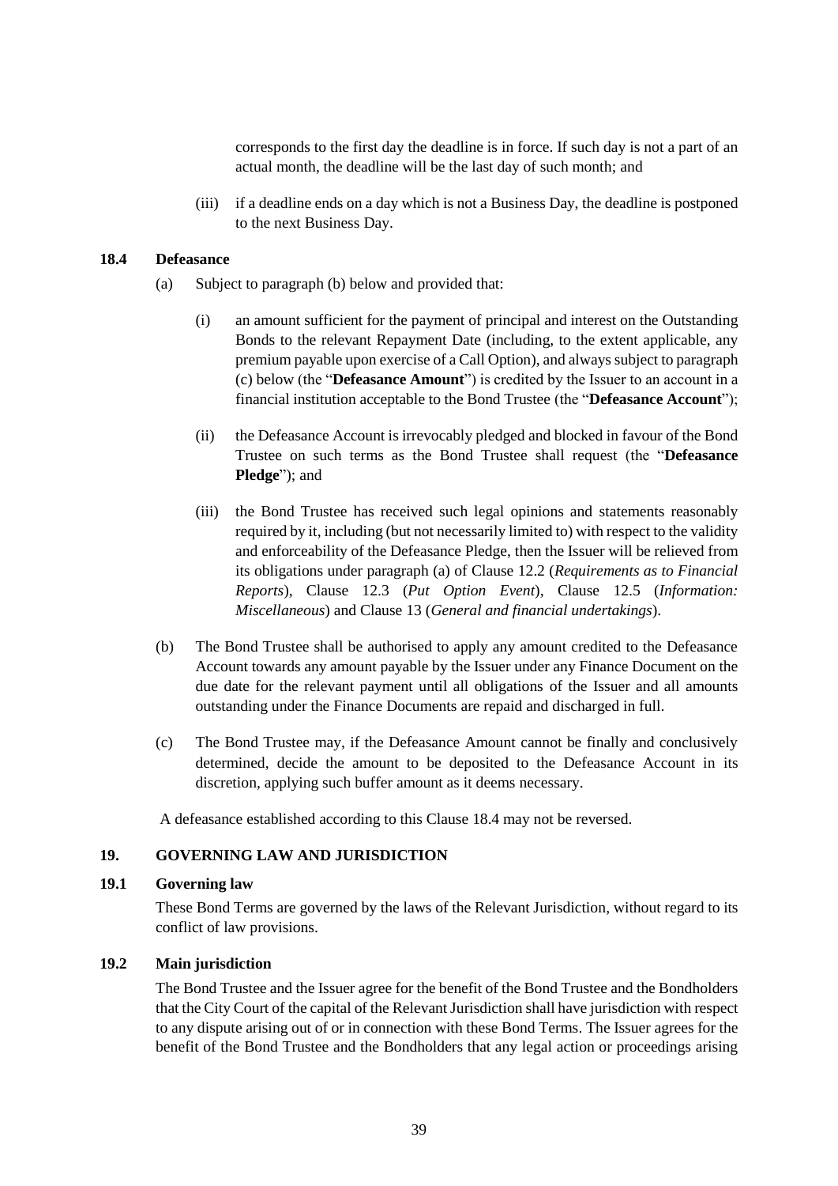corresponds to the first day the deadline is in force. If such day is not a part of an actual month, the deadline will be the last day of such month; and

(iii) if a deadline ends on a day which is not a Business Day, the deadline is postponed to the next Business Day.

### 18.4 Defeasance

(a) Subject to paragraph (b) below and provided that:

(i) an amount sufficient for the payment of principal and interest on the Outstanding Bonds to the relevant Repayment Date (including, to the extent applicable, any premium payable upon exercise of a Call Option), and always subject to paragraph (c) below (the "**Defeasance Amount**") is credited by the Issuer to an account in a financial institution acceptable to the Bond Trustee (the "**Defeasance Account**");

(ii) the Defeasance Account is irrevocably pledged and blocked in favour of the Bond Trustee on such terms as the Bond Trustee shall request (the "**Defeasance Pledge**"); and

(iii) the Bond Trustee has received such legal opinions and statements reasonably required by it, including (but not necessarily limited to) with respect to the validity and enforceability of the Defeasance Pledge, then the Issuer will be relieved from its obligations under paragraph (a) of Clause 12.2 (*Requirements as to Financial Reports*), Clause 12.3 (*Put Option Event*), Clause 12.5 (*Information: Miscellaneous*) and Clause 13 (*General and financial undertakings*).

(b) The Bond Trustee shall be authorised to apply any amount credited to the Defeasance Account towards any amount payable by the Issuer under any Finance Document on the due date for the relevant payment until all obligations of the Issuer and all amounts outstanding under the Finance Documents are repaid and discharged in full.

(c) The Bond Trustee may, if the Defeasance Amount cannot be finally and conclusively determined, decide the amount to be deposited to the Defeasance Account in its discretion, applying such buffer amount as it deems necessary.

A defeasance established according to this Clause 18.4 may not be reversed.

## 19. GOVERNING LAW AND JURISDICTION

### 19.1 Governing law

These Bond Terms are governed by the laws of the Relevant Jurisdiction, without regard to its conflict of law provisions.

### 19.2 Main jurisdiction

The Bond Trustee and the Issuer agree for the benefit of the Bond Trustee and the Bondholders that the City Court of the capital of the Relevant Jurisdiction shall have jurisdiction with respect to any dispute arising out of or in connection with these Bond Terms. The Issuer agrees for the benefit of the Bond Trustee and the Bondholders that any legal action or proceedings arising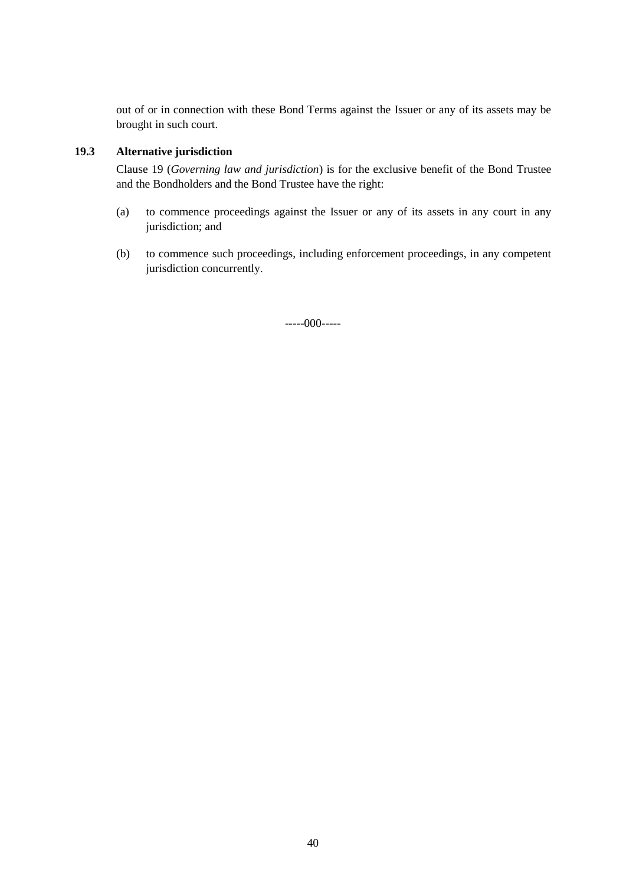out of or in connection with these Bond Terms against the Issuer or any of its assets may be brought in such court.

### 19.3 Alternative jurisdiction

Clause 19 (*Governing law and jurisdiction*) is for the exclusive benefit of the Bond Trustee and the Bondholders and the Bond Trustee have the right:

(a) to commence proceedings against the Issuer or any of its assets in any court in any jurisdiction; and

(b) to commence such proceedings, including enforcement proceedings, in any competent jurisdiction concurrently.

-----000-----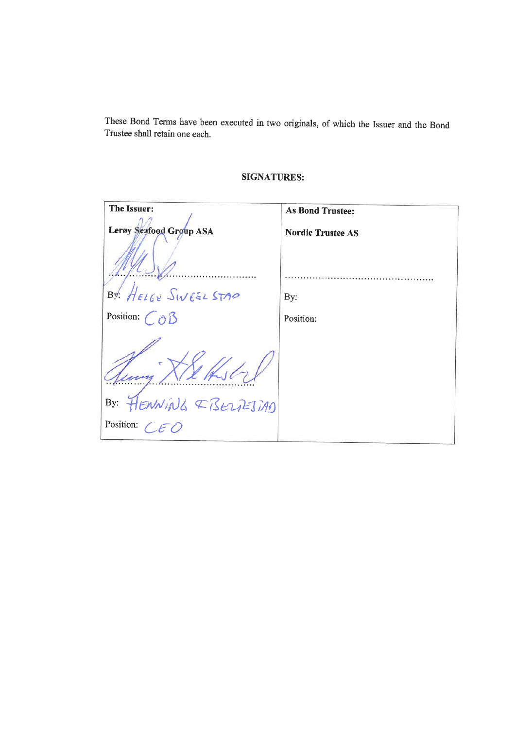These Bond Terms have been executed in two originals, of which the Issuer and the Bond Trustee shall retain one each.

**SIGNATURES:**

| **The Issuer:** | **As Bond Trustee:** |
| --- | --- |
| **Lerøy Seafood Group ASA** | **Nordic Trustee AS** |
| ............................................ | ............................................ |
| By: HELGE SINGELSTAD | By: |
| Position: COB | Position: |
| ............................................ | |
| By: HENNING BELTESTAD | |
| Position: CEO | |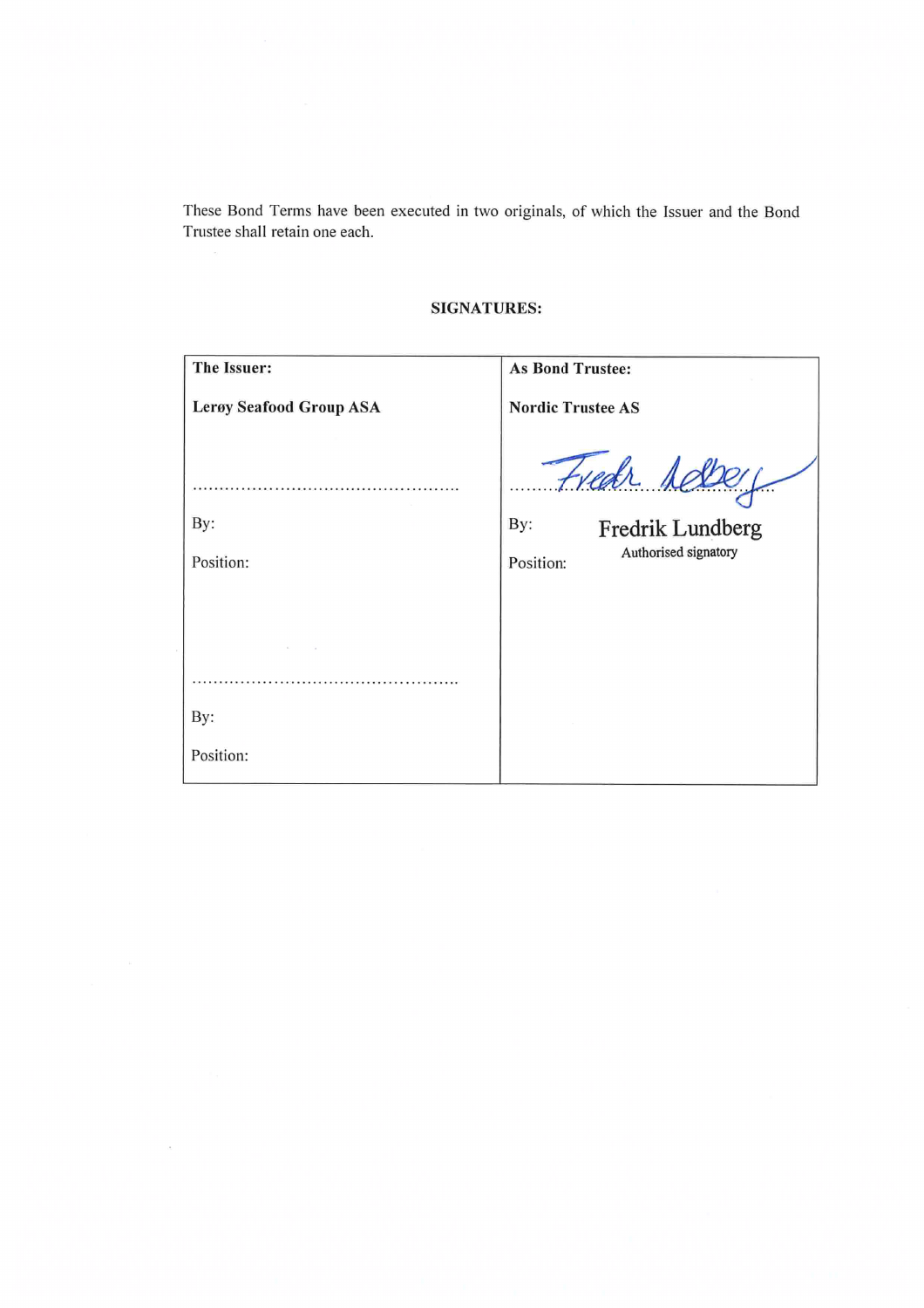These Bond Terms have been executed in two originals, of which the Issuer and the Bond Trustee shall retain one each.

**SIGNATURES:**

| **The Issuer:** | **As Bond Trustee:** |
|---|---|
| **Lerøy Seafood Group ASA** | **Nordic Trustee AS** |
| ……………………………………………… | ……………………………………………… |
| By: | By: Fredrik Lundberg |
| Position: | Position: Authorised signatory |
| ……………………………………………… | |
| By: | |
| Position: | |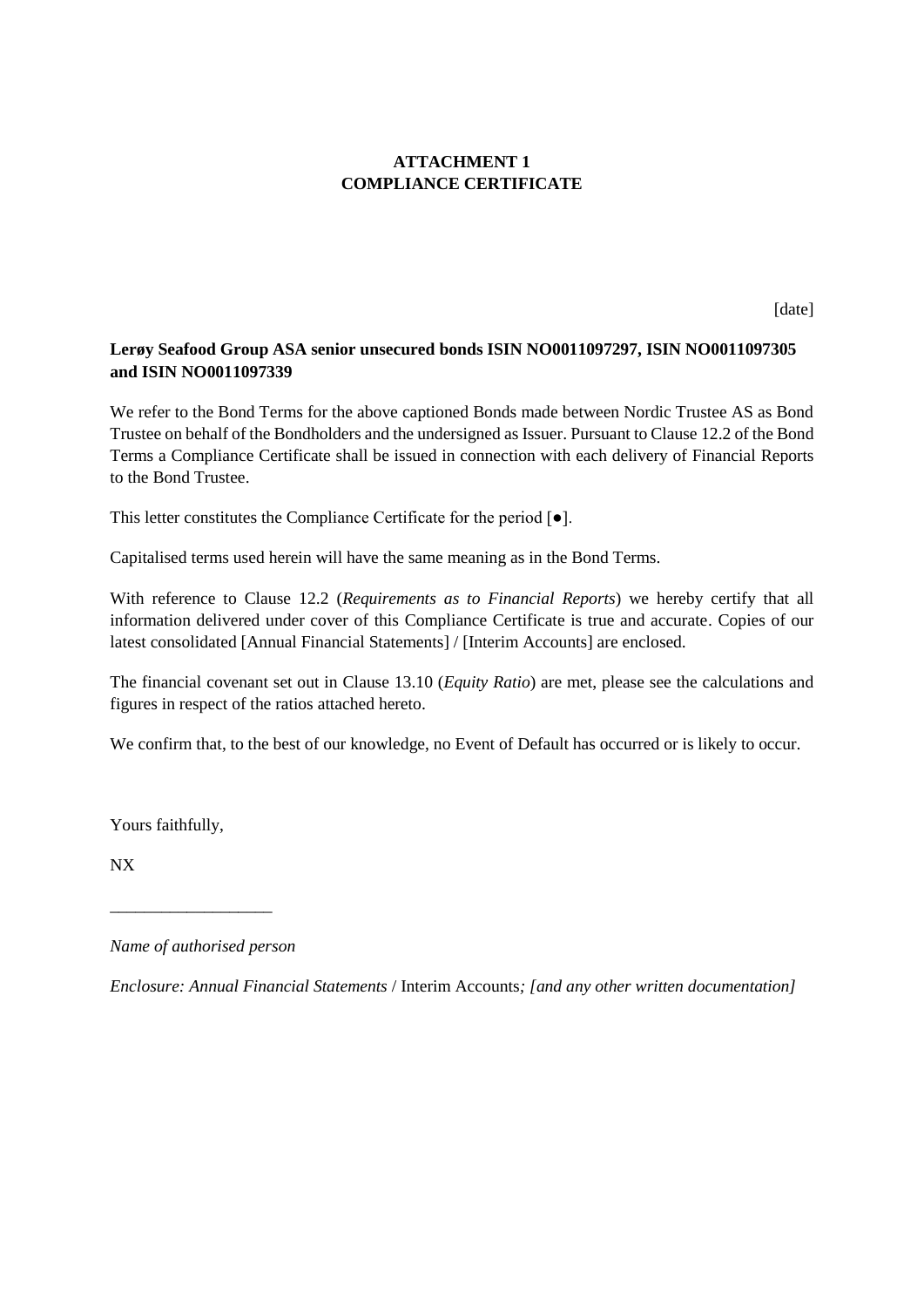**ATTACHMENT 1**
**COMPLIANCE CERTIFICATE**

[date]

**Lerøy Seafood Group ASA senior unsecured bonds ISIN NO0011097297, ISIN NO0011097305 and ISIN NO0011097339**

We refer to the Bond Terms for the above captioned Bonds made between Nordic Trustee AS as Bond Trustee on behalf of the Bondholders and the undersigned as Issuer. Pursuant to Clause 12.2 of the Bond Terms a Compliance Certificate shall be issued in connection with each delivery of Financial Reports to the Bond Trustee.

This letter constitutes the Compliance Certificate for the period [●].

Capitalised terms used herein will have the same meaning as in the Bond Terms.

With reference to Clause 12.2 (*Requirements as to Financial Reports*) we hereby certify that all information delivered under cover of this Compliance Certificate is true and accurate. Copies of our latest consolidated [Annual Financial Statements] / [Interim Accounts] are enclosed.

The financial covenant set out in Clause 13.10 (*Equity Ratio*) are met, please see the calculations and figures in respect of the ratios attached hereto.

We confirm that, to the best of our knowledge, no Event of Default has occurred or is likely to occur.

Yours faithfully,

NX

\_\_\_\_\_\_\_\_\_\_\_\_\_\_\_\_\_\_\_

*Name of authorised person*

*Enclosure: Annual Financial Statements* / Interim Accounts*; [and any other written documentation]*